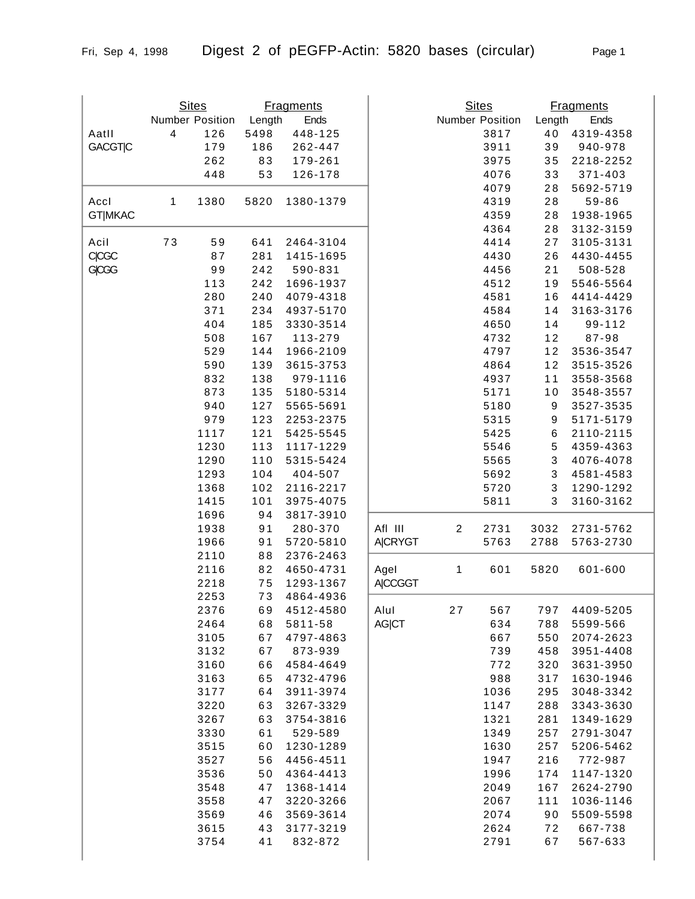# Digest 2 of pEGFP-Actin: 5820 bases (circular)

Fri, Sep 4, 1998

| Enzyme | Sites Number | Sites Position | Fragments Length | Fragments Ends |
|---|---|---|---|---|
| AatII | 4 | 126 | 5498 | 448-125 |
| GACGT\|C | | 179 | 186 | 262-447 |
| | | 262 | 83 | 179-261 |
| | | 448 | 53 | 126-178 |
| AccI | 1 | 1380 | 5820 | 1380-1379 |
| GT\|MKAC | | | | |
| AciI | 73 | 59 | 641 | 2464-3104 |
| C\|CGC | | 87 | 281 | 1415-1695 |
| G\|CGG | | 99 | 242 | 590-831 |
| | | 113 | 242 | 1696-1937 |
| | | 280 | 240 | 4079-4318 |
| | | 371 | 234 | 4937-5170 |
| | | 404 | 185 | 3330-3514 |
| | | 508 | 167 | 113-279 |
| | | 529 | 144 | 1966-2109 |
| | | 590 | 139 | 3615-3753 |
| | | 832 | 138 | 979-1116 |
| | | 873 | 135 | 5180-5314 |
| | | 940 | 127 | 5565-5691 |
| | | 979 | 123 | 2253-2375 |
| | | 1117 | 121 | 5425-5545 |
| | | 1230 | 113 | 1117-1229 |
| | | 1290 | 110 | 5315-5424 |
| | | 1293 | 104 | 404-507 |
| | | 1368 | 102 | 2116-2217 |
| | | 1415 | 101 | 3975-4075 |
| | | 1696 | 94 | 3817-3910 |
| | | 1938 | 91 | 280-370 |
| | | 1966 | 91 | 5720-5810 |
| | | 2110 | 88 | 2376-2463 |
| | | 2116 | 82 | 4650-4731 |
| | | 2218 | 75 | 1293-1367 |
| | | 2253 | 73 | 4864-4936 |
| | | 2376 | 69 | 4512-4580 |
| | | 2464 | 68 | 5811-58 |
| | | 3105 | 67 | 4797-4863 |
| | | 3132 | 67 | 873-939 |
| | | 3160 | 66 | 4584-4649 |
| | | 3163 | 65 | 4732-4796 |
| | | 3177 | 64 | 3911-3974 |
| | | 3220 | 63 | 3267-3329 |
| | | 3267 | 63 | 3754-3816 |
| | | 3330 | 61 | 529-589 |
| | | 3515 | 60 | 1230-1289 |
| | | 3527 | 56 | 4456-4511 |
| | | 3536 | 50 | 4364-4413 |
| | | 3548 | 47 | 1368-1414 |
| | | 3558 | 47 | 3220-3266 |
| | | 3569 | 46 | 3569-3614 |
| | | 3615 | 43 | 3177-3219 |
| | | 3754 | 41 | 832-872 |
| | | 3817 | 40 | 4319-4358 |
| | | 3911 | 39 | 940-978 |
| | | 3975 | 35 | 2218-2252 |
| | | 4076 | 33 | 371-403 |
| | | 4079 | 28 | 5692-5719 |
| | | 4319 | 28 | 59-86 |
| | | 4359 | 28 | 1938-1965 |
| | | 4364 | 28 | 3132-3159 |
| | | 4414 | 27 | 3105-3131 |
| | | 4430 | 26 | 4430-4455 |
| | | 4456 | 21 | 508-528 |
| | | 4512 | 19 | 5546-5564 |
| | | 4581 | 16 | 4414-4429 |
| | | 4584 | 14 | 3163-3176 |
| | | 4650 | 14 | 99-112 |
| | | 4732 | 12 | 87-98 |
| | | 4797 | 12 | 3536-3547 |
| | | 4864 | 12 | 3515-3526 |
| | | 4937 | 11 | 3558-3568 |
| | | 5171 | 10 | 3548-3557 |
| | | 5180 | 9 | 3527-3535 |
| | | 5315 | 9 | 5171-5179 |
| | | 5425 | 6 | 2110-2115 |
| | | 5546 | 5 | 4359-4363 |
| | | 5565 | 3 | 4076-4078 |
| | | 5692 | 3 | 4581-4583 |
| | | 5720 | 3 | 1290-1292 |
| | | 5811 | 3 | 3160-3162 |
| Afl III | 2 | 2731 | 3032 | 2731-5762 |
| A\|CRYGT | | 5763 | 2788 | 5763-2730 |
| AgeI | 1 | 601 | 5820 | 601-600 |
| A\|CCGGT | | | | |
| AluI | 27 | 567 | 797 | 4409-5205 |
| AG\|CT | | 634 | 788 | 5599-566 |
| | | 667 | 550 | 2074-2623 |
| | | 739 | 458 | 3951-4408 |
| | | 772 | 320 | 3631-3950 |
| | | 988 | 317 | 1630-1946 |
| | | 1036 | 295 | 3048-3342 |
| | | 1147 | 288 | 3343-3630 |
| | | 1321 | 281 | 1349-1629 |
| | | 1349 | 257 | 2791-3047 |
| | | 1630 | 257 | 5206-5462 |
| | | 1947 | 216 | 772-987 |
| | | 1996 | 174 | 1147-1320 |
| | | 2049 | 167 | 2624-2790 |
| | | 2067 | 111 | 1036-1146 |
| | | 2074 | 90 | 5509-5598 |
| | | 2624 | 72 | 667-738 |
| | | 2791 | 67 | 567-633 |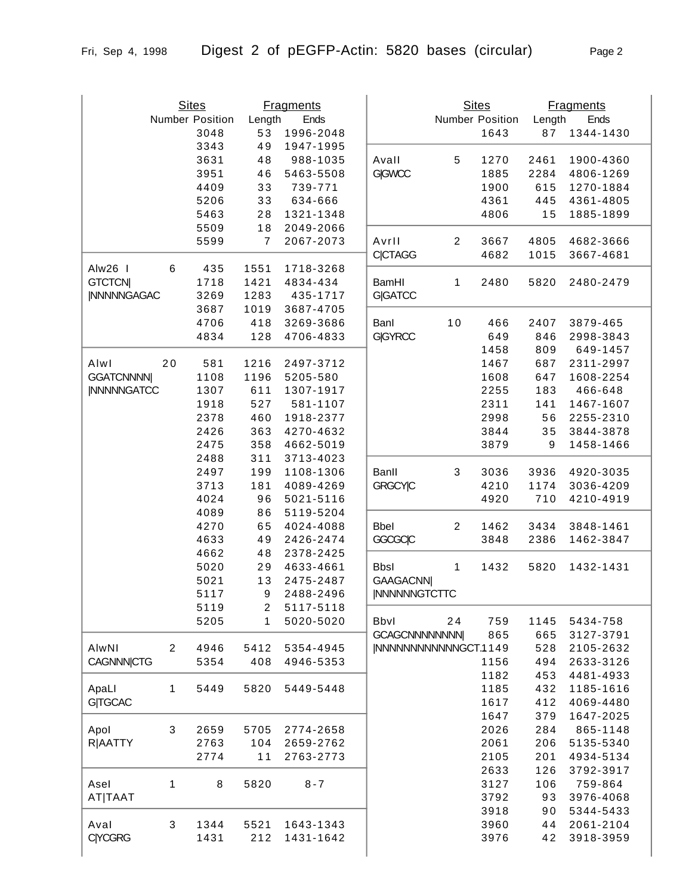# Digest 2 of pEGFP-Actin: 5820 bases (circular)

| Enzyme | Number | Position | Length | Ends |
|---|---|---|---|---|
| | | 3048 | 53 | 1996-2048 |
| | | 3343 | 49 | 1947-1995 |
| | | 3631 | 48 | 988-1035 |
| | | 3951 | 46 | 5463-5508 |
| | | 4409 | 33 | 739-771 |
| | | 5206 | 33 | 634-666 |
| | | 5463 | 28 | 1321-1348 |
| | | 5509 | 18 | 2049-2066 |
| | | 5599 | 7 | 2067-2073 |
| Alw26 I | 6 | 435 | 1551 | 1718-3268 |
| GTCTCN\| | | 1718 | 1421 | 4834-434 |
| \|NNNNNGAGAC | | 3269 | 1283 | 435-1717 |
| | | 3687 | 1019 | 3687-4705 |
| | | 4706 | 418 | 3269-3686 |
| | | 4834 | 128 | 4706-4833 |
| AlwI | 20 | 581 | 1216 | 2497-3712 |
| GGATCNNNN\| | | 1108 | 1196 | 5205-580 |
| \|NNNNNGATCC | | 1307 | 611 | 1307-1917 |
| | | 1918 | 527 | 581-1107 |
| | | 2378 | 460 | 1918-2377 |
| | | 2426 | 363 | 4270-4632 |
| | | 2475 | 358 | 4662-5019 |
| | | 2488 | 311 | 3713-4023 |
| | | 2497 | 199 | 1108-1306 |
| | | 3713 | 181 | 4089-4269 |
| | | 4024 | 96 | 5021-5116 |
| | | 4089 | 86 | 5119-5204 |
| | | 4270 | 65 | 4024-4088 |
| | | 4633 | 49 | 2426-2474 |
| | | 4662 | 48 | 2378-2425 |
| | | 5020 | 29 | 4633-4661 |
| | | 5021 | 13 | 2475-2487 |
| | | 5117 | 9 | 2488-2496 |
| | | 5119 | 2 | 5117-5118 |
| | | 5205 | 1 | 5020-5020 |
| AlwNI | 2 | 4946 | 5412 | 5354-4945 |
| CAGNNN\|CTG | | 5354 | 408 | 4946-5353 |
| ApaLI | 1 | 5449 | 5820 | 5449-5448 |
| G\|TGCAC | | | | |
| ApoI | 3 | 2659 | 5705 | 2774-2658 |
| R\|AATTY | | 2763 | 104 | 2659-2762 |
| | | 2774 | 11 | 2763-2773 |
| AseI | 1 | 8 | 5820 | 8-7 |
| AT\|TAAT | | | | |
| AvaI | 3 | 1344 | 5521 | 1643-1343 |
| C\|YCGRG | | 1431 | 212 | 1431-1642 |
| | | 1643 | 87 | 1344-1430 |
| AvaII | 5 | 1270 | 2461 | 1900-4360 |
| G\|GWCC | | 1885 | 2284 | 4806-1269 |
| | | 1900 | 615 | 1270-1884 |
| | | 4361 | 445 | 4361-4805 |
| | | 4806 | 15 | 1885-1899 |
| AvrII | 2 | 3667 | 4805 | 4682-3666 |
| C\|CTAGG | | 4682 | 1015 | 3667-4681 |
| BamHI | 1 | 2480 | 5820 | 2480-2479 |
| G\|GATCC | | | | |
| BanI | 10 | 466 | 2407 | 3879-465 |
| G\|GYRCC | | 649 | 846 | 2998-3843 |
| | | 1458 | 809 | 649-1457 |
| | | 1467 | 687 | 2311-2997 |
| | | 1608 | 647 | 1608-2254 |
| | | 2255 | 183 | 466-648 |
| | | 2311 | 141 | 1467-1607 |
| | | 2998 | 56 | 2255-2310 |
| | | 3844 | 35 | 3844-3878 |
| | | 3879 | 9 | 1458-1466 |
| BanII | 3 | 3036 | 3936 | 4920-3035 |
| GRGCY\|C | | 4210 | 1174 | 3036-4209 |
| | | 4920 | 710 | 4210-4919 |
| BbeI | 2 | 1462 | 3434 | 3848-1461 |
| GGCGC\|C | | 3848 | 2386 | 1462-3847 |
| BbsI | 1 | 1432 | 5820 | 1432-1431 |
| GAAGACNN\| | | | | |
| \|NNNNNNGTCTTC | | | | |
| BbvI | 24 | 759 | 1145 | 5434-758 |
| GCAGCNNNNNNNN\| | | 865 | 665 | 3127-3791 |
| \|NNNNNNNNNNNNGCT. | | 1149 | 528 | 2105-2632 |
| | | 1156 | 494 | 2633-3126 |
| | | 1182 | 453 | 4481-4933 |
| | | 1185 | 432 | 1185-1616 |
| | | 1617 | 412 | 4069-4480 |
| | | 1647 | 379 | 1647-2025 |
| | | 2026 | 284 | 865-1148 |
| | | 2061 | 206 | 5135-5340 |
| | | 2105 | 201 | 4934-5134 |
| | | 2633 | 126 | 3792-3917 |
| | | 3127 | 106 | 759-864 |
| | | 3792 | 93 | 3976-4068 |
| | | 3918 | 90 | 5344-5433 |
| | | 3960 | 44 | 2061-2104 |
| | | 3976 | 42 | 3918-3959 |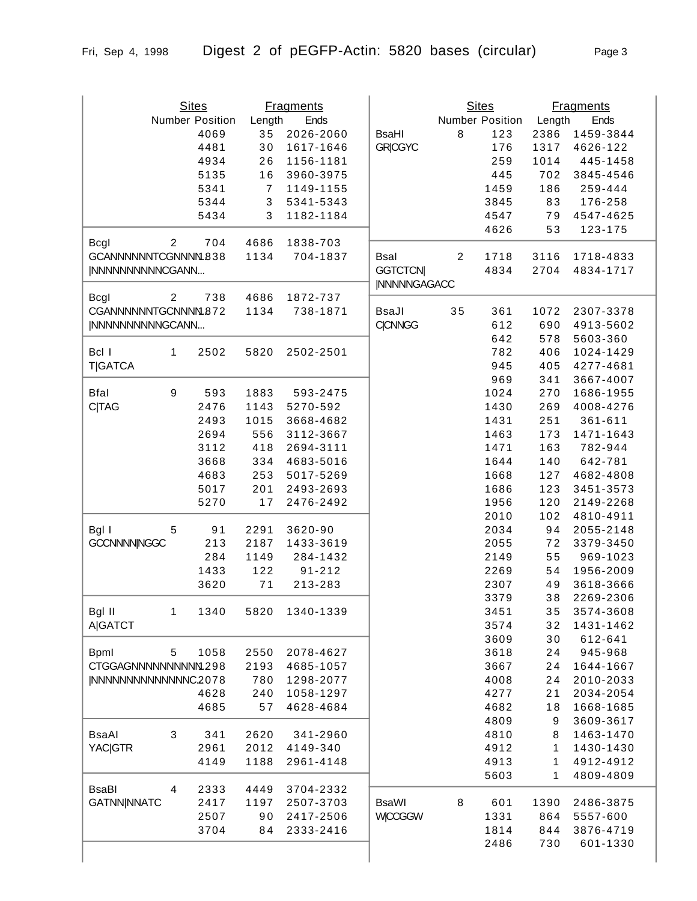# Digest 2 of pEGFP-Actin: 5820 bases (circular)

| Enzyme | Sites Number | Sites Position | Fragments Length | Fragments Ends |
|---|---|---|---|---|
| | | 4069 | 35 | 2026-2060 |
| | | 4481 | 30 | 1617-1646 |
| | | 4934 | 26 | 1156-1181 |
| | | 5135 | 16 | 3960-3975 |
| | | 5341 | 7 | 1149-1155 |
| | | 5344 | 3 | 5341-5343 |
| | | 5434 | 3 | 1182-1184 |
| BcgI | 2 | 704 | 4686 | 1838-703 |
| GCANNNNNNTCGNNNN... | | 1838 | 1134 | 704-1837 |
| \|NNNNNNNNNNCGANN... | | | | |
| BcgI | 2 | 738 | 4686 | 1872-737 |
| CGANNNNNNTGCNNNN... | | 1872 | 1134 | 738-1871 |
| \|NNNNNNNNNNGCANN... | | | | |
| Bcl I | 1 | 2502 | 5820 | 2502-2501 |
| T\|GATCA | | | | |
| BfaI | 9 | 593 | 1883 | 593-2475 |
| C\|TAG | | 2476 | 1143 | 5270-592 |
| | | 2493 | 1015 | 3668-4682 |
| | | 2694 | 556 | 3112-3667 |
| | | 3112 | 418 | 2694-3111 |
| | | 3668 | 334 | 4683-5016 |
| | | 4683 | 253 | 5017-5269 |
| | | 5017 | 201 | 2493-2693 |
| | | 5270 | 17 | 2476-2492 |
| Bgl I | 5 | 91 | 2291 | 3620-90 |
| GCCNNNN\|NGGC | | 213 | 2187 | 1433-3619 |
| | | 284 | 1149 | 284-1432 |
| | | 1433 | 122 | 91-212 |
| | | 3620 | 71 | 213-283 |
| Bgl II | 1 | 1340 | 5820 | 1340-1339 |
| A\|GATCT | | | | |
| BpmI | 5 | 1058 | 2550 | 2078-4627 |
| CTGGAGNNNNNNNNNN... | | 1298 | 2193 | 4685-1057 |
| \|NNNNNNNNNNNNNNC... | | 2078 | 780 | 1298-2077 |
| | | 4628 | 240 | 1058-1297 |
| | | 4685 | 57 | 4628-4684 |
| BsaAI | 3 | 341 | 2620 | 341-2960 |
| YAC\|GTR | | 2961 | 2012 | 4149-340 |
| | | 4149 | 1188 | 2961-4148 |
| BsaBI | 4 | 2333 | 4449 | 3704-2332 |
| GATNN\|NNATC | | 2417 | 1197 | 2507-3703 |
| | | 2507 | 90 | 2417-2506 |
| | | 3704 | 84 | 2333-2416 |
| BsaHI | 8 | 123 | 2386 | 1459-3844 |
| GR\|CGYC | | 176 | 1317 | 4626-122 |
| | | 259 | 1014 | 445-1458 |
| | | 445 | 702 | 3845-4546 |
| | | 1459 | 186 | 259-444 |
| | | 3845 | 83 | 176-258 |
| | | 4547 | 79 | 4547-4625 |
| | | 4626 | 53 | 123-175 |
| BsaI | 2 | 1718 | 3116 | 1718-4833 |
| GGTCTCN\| | | 4834 | 2704 | 4834-1717 |
| \|NNNNNGAGACC | | | | |
| BsaJI | 35 | 361 | 1072 | 2307-3378 |
| C\|CNNGG | | 612 | 690 | 4913-5602 |
| | | 642 | 578 | 5603-360 |
| | | 782 | 406 | 1024-1429 |
| | | 945 | 405 | 4277-4681 |
| | | 969 | 341 | 3667-4007 |
| | | 1024 | 270 | 1686-1955 |
| | | 1430 | 269 | 4008-4276 |
| | | 1431 | 251 | 361-611 |
| | | 1463 | 173 | 1471-1643 |
| | | 1471 | 163 | 782-944 |
| | | 1644 | 140 | 642-781 |
| | | 1668 | 127 | 4682-4808 |
| | | 1686 | 123 | 3451-3573 |
| | | 1956 | 120 | 2149-2268 |
| | | 2010 | 102 | 4810-4911 |
| | | 2034 | 94 | 2055-2148 |
| | | 2055 | 72 | 3379-3450 |
| | | 2149 | 55 | 969-1023 |
| | | 2269 | 54 | 1956-2009 |
| | | 2307 | 49 | 3618-3666 |
| | | 3379 | 38 | 2269-2306 |
| | | 3451 | 35 | 3574-3608 |
| | | 3574 | 32 | 1431-1462 |
| | | 3609 | 30 | 612-641 |
| | | 3618 | 24 | 945-968 |
| | | 3667 | 24 | 1644-1667 |
| | | 4008 | 24 | 2010-2033 |
| | | 4277 | 21 | 2034-2054 |
| | | 4682 | 18 | 1668-1685 |
| | | 4809 | 9 | 3609-3617 |
| | | 4810 | 8 | 1463-1470 |
| | | 4912 | 1 | 1430-1430 |
| | | 4913 | 1 | 4912-4912 |
| | | 5603 | 1 | 4809-4809 |
| BsaWI | 8 | 601 | 1390 | 2486-3875 |
| W\|CCGGW | | 1331 | 864 | 5557-600 |
| | | 1814 | 844 | 3876-4719 |
| | | 2486 | 730 | 601-1330 |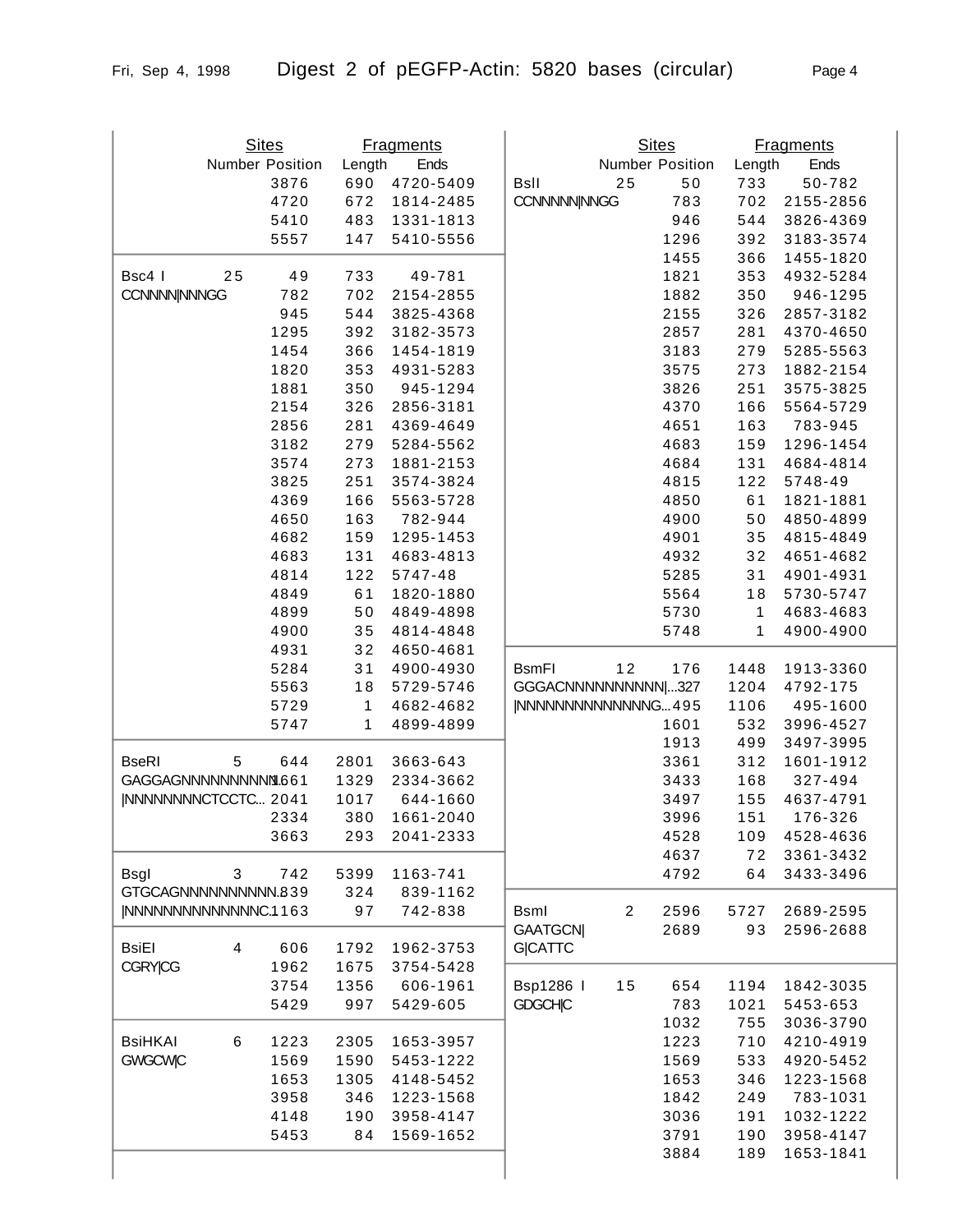# Digest 2 of pEGFP-Actin: 5820 bases (circular)

| Enzyme | Number | Position | Length | Ends |
|---|---|---|---|---|
| | | 3876 | 690 | 4720-5409 |
| | | 4720 | 672 | 1814-2485 |
| | | 5410 | 483 | 1331-1813 |
| | | 5557 | 147 | 5410-5556 |
| Bsc4 I | 25 | 49 | 733 | 49-781 |
| CCNNNNN\|NNNGG | | 782 | 702 | 2154-2855 |
| | | 945 | 544 | 3825-4368 |
| | | 1295 | 392 | 3182-3573 |
| | | 1454 | 366 | 1454-1819 |
| | | 1820 | 353 | 4931-5283 |
| | | 1881 | 350 | 945-1294 |
| | | 2154 | 326 | 2856-3181 |
| | | 2856 | 281 | 4369-4649 |
| | | 3182 | 279 | 5284-5562 |
| | | 3574 | 273 | 1881-2153 |
| | | 3825 | 251 | 3574-3824 |
| | | 4369 | 166 | 5563-5728 |
| | | 4650 | 163 | 782-944 |
| | | 4682 | 159 | 1295-1453 |
| | | 4683 | 131 | 4683-4813 |
| | | 4814 | 122 | 5747-48 |
| | | 4849 | 61 | 1820-1880 |
| | | 4899 | 50 | 4849-4898 |
| | | 4900 | 35 | 4814-4848 |
| | | 4931 | 32 | 4650-4681 |
| | | 5284 | 31 | 4900-4930 |
| | | 5563 | 18 | 5729-5746 |
| | | 5729 | 1 | 4682-4682 |
| | | 5747 | 1 | 4899-4899 |
| BseRI | 5 | 644 | 2801 | 3663-643 |
| GAGGAGNNNNNNNNNN\| | | 1661 | 1329 | 2334-3662 |
| \|NNNNNNNNCTCCTC... | | 2041 | 1017 | 644-1660 |
| | | 2334 | 380 | 1661-2040 |
| | | 3663 | 293 | 2041-2333 |
| BsgI | 3 | 742 | 5399 | 1163-741 |
| GTGCAGNNNNNNNNNN... | | 839 | 324 | 839-1162 |
| \|NNNNNNNNNNNNNNC... | | 1163 | 97 | 742-838 |
| BsiEI | 4 | 606 | 1792 | 1962-3753 |
| CGRY\|CG | | 1962 | 1675 | 3754-5428 |
| | | 3754 | 1356 | 606-1961 |
| | | 5429 | 997 | 5429-605 |
| BsiHKAI | 6 | 1223 | 2305 | 1653-3957 |
| GWGCW\|C | | 1569 | 1590 | 5453-1222 |
| | | 1653 | 1305 | 4148-5452 |
| | | 3958 | 346 | 1223-1568 |
| | | 4148 | 190 | 3958-4147 |
| | | 5453 | 84 | 1569-1652 |
| BslI | 25 | 50 | 733 | 50-782 |
| CCNNNNN\|NNGG | | 783 | 702 | 2155-2856 |
| | | 946 | 544 | 3826-4369 |
| | | 1296 | 392 | 3183-3574 |
| | | 1455 | 366 | 1455-1820 |
| | | 1821 | 353 | 4932-5284 |
| | | 1882 | 350 | 946-1295 |
| | | 2155 | 326 | 2857-3182 |
| | | 2857 | 281 | 4370-4650 |
| | | 3183 | 279 | 5285-5563 |
| | | 3575 | 273 | 1882-2154 |
| | | 3826 | 251 | 3575-3825 |
| | | 4370 | 166 | 5564-5729 |
| | | 4651 | 163 | 783-945 |
| | | 4683 | 159 | 1296-1454 |
| | | 4684 | 131 | 4684-4814 |
| | | 4815 | 122 | 5748-49 |
| | | 4850 | 61 | 1821-1881 |
| | | 4900 | 50 | 4850-4899 |
| | | 4901 | 35 | 4815-4849 |
| | | 4932 | 32 | 4651-4682 |
| | | 5285 | 31 | 4901-4931 |
| | | 5564 | 18 | 5730-5747 |
| | | 5730 | 1 | 4683-4683 |
| | | 5748 | 1 | 4900-4900 |
| BsmFI | 12 | 176 | 1448 | 1913-3360 |
| GGGACNNNNNNNNNN\|... | | 327 | 1204 | 4792-175 |
| \|NNNNNNNNNNNNNNG... | | 495 | 1106 | 495-1600 |
| | | 1601 | 532 | 3996-4527 |
| | | 1913 | 499 | 3497-3995 |
| | | 3361 | 312 | 1601-1912 |
| | | 3433 | 168 | 327-494 |
| | | 3497 | 155 | 4637-4791 |
| | | 3996 | 151 | 176-326 |
| | | 4528 | 109 | 4528-4636 |
| | | 4637 | 72 | 3361-3432 |
| | | 4792 | 64 | 3433-3496 |
| BsmI | 2 | 2596 | 5727 | 2689-2595 |
| GAATGCN\| | | 2689 | 93 | 2596-2688 |
| G\|CATTC | | | | |
| Bsp1286 I | 15 | 654 | 1194 | 1842-3035 |
| GDGCH\|C | | 783 | 1021 | 5453-653 |
| | | 1032 | 755 | 3036-3790 |
| | | 1223 | 710 | 4210-4919 |
| | | 1569 | 533 | 4920-5452 |
| | | 1653 | 346 | 1223-1568 |
| | | 1842 | 249 | 783-1031 |
| | | 3036 | 191 | 1032-1222 |
| | | 3791 | 190 | 3958-4147 |
| | | 3884 | 189 | 1653-1841 |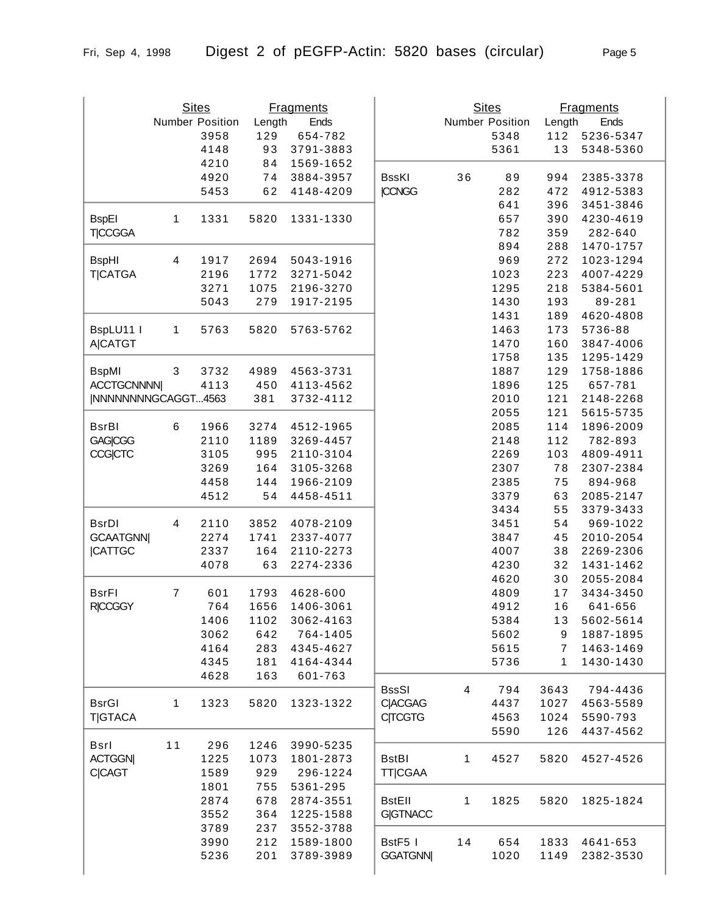# Digest 2 of pEGFP-Actin: 5820 bases (circular)

| Enzyme | Sites Number | Sites Position | Fragments Length | Fragments Ends |
|---|---|---|---|---|
| | | 3958 | 129 | 654-782 |
| | | 4148 | 93 | 3791-3883 |
| | | 4210 | 84 | 1569-1652 |
| | | 4920 | 74 | 3884-3957 |
| | | 5453 | 62 | 4148-4209 |
| BspEI T\|CCGGA | 1 | 1331 | 5820 | 1331-1330 |
| BspHI T\|CATGA | 4 | 1917 | 2694 | 5043-1916 |
| | | 2196 | 1772 | 3271-5042 |
| | | 3271 | 1075 | 2196-3270 |
| | | 5043 | 279 | 1917-2195 |
| BspLU11 I A\|CATGT | 1 | 5763 | 5820 | 5763-5762 |
| BspMI ACCTGCNNNN\| \|NNNNNNNNGCAGGT... | 3 | 3732 | 4989 | 4563-3731 |
| | | 4113 | 450 | 4113-4562 |
| | | 4563 | 381 | 3732-4112 |
| BsrBI GAG\|CGG CCG\|CTC | 6 | 1966 | 3274 | 4512-1965 |
| | | 2110 | 1189 | 3269-4457 |
| | | 3105 | 995 | 2110-3104 |
| | | 3269 | 164 | 3105-3268 |
| | | 4458 | 144 | 1966-2109 |
| | | 4512 | 54 | 4458-4511 |
| BsrDI GCAATGNN\| \|CATTGC | 4 | 2110 | 3852 | 4078-2109 |
| | | 2274 | 1741 | 2337-4077 |
| | | 2337 | 164 | 2110-2273 |
| | | 4078 | 63 | 2274-2336 |
| BsrFI R\|CCGGY | 7 | 601 | 1793 | 4628-600 |
| | | 764 | 1656 | 1406-3061 |
| | | 1406 | 1102 | 3062-4163 |
| | | 3062 | 642 | 764-1405 |
| | | 4164 | 283 | 4345-4627 |
| | | 4345 | 181 | 4164-4344 |
| | | 4628 | 163 | 601-763 |
| BsrGI T\|GTACA | 1 | 1323 | 5820 | 1323-1322 |
| BsrI ACTGGN\| C\|CAGT | 11 | 296 | 1246 | 3990-5235 |
| | | 1225 | 1073 | 1801-2873 |
| | | 1589 | 929 | 296-1224 |
| | | 1801 | 755 | 5361-295 |
| | | 2874 | 678 | 2874-3551 |
| | | 3552 | 364 | 1225-1588 |
| | | 3789 | 237 | 3552-3788 |
| | | 3990 | 212 | 1589-1800 |
| | | 5236 | 201 | 3789-3989 |
| | | 5348 | 112 | 5236-5347 |
| | | 5361 | 13 | 5348-5360 |
| BssKI \|CCNGG | 36 | 89 | 994 | 2385-3378 |
| | | 282 | 472 | 4912-5383 |
| | | 641 | 396 | 3451-3846 |
| | | 657 | 390 | 4230-4619 |
| | | 782 | 359 | 282-640 |
| | | 894 | 288 | 1470-1757 |
| | | 969 | 272 | 1023-1294 |
| | | 1023 | 223 | 4007-4229 |
| | | 1295 | 218 | 5384-5601 |
| | | 1430 | 193 | 89-281 |
| | | 1431 | 189 | 4620-4808 |
| | | 1463 | 173 | 5736-88 |
| | | 1470 | 160 | 3847-4006 |
| | | 1758 | 135 | 1295-1429 |
| | | 1887 | 129 | 1758-1886 |
| | | 1896 | 125 | 657-781 |
| | | 2010 | 121 | 2148-2268 |
| | | 2055 | 121 | 5615-5735 |
| | | 2085 | 114 | 1896-2009 |
| | | 2148 | 112 | 782-893 |
| | | 2269 | 103 | 4809-4911 |
| | | 2307 | 78 | 2307-2384 |
| | | 2385 | 75 | 894-968 |
| | | 3379 | 63 | 2085-2147 |
| | | 3434 | 55 | 3379-3433 |
| | | 3451 | 54 | 969-1022 |
| | | 3847 | 45 | 2010-2054 |
| | | 4007 | 38 | 2269-2306 |
| | | 4230 | 32 | 1431-1462 |
| | | 4620 | 30 | 2055-2084 |
| | | 4809 | 17 | 3434-3450 |
| | | 4912 | 16 | 641-656 |
| | | 5384 | 13 | 5602-5614 |
| | | 5602 | 9 | 1887-1895 |
| | | 5615 | 7 | 1463-1469 |
| | | 5736 | 1 | 1430-1430 |
| BssSI C\|ACGAG C\|TCGTG | 4 | 794 | 3643 | 794-4436 |
| | | 4437 | 1027 | 4563-5589 |
| | | 4563 | 1024 | 5590-793 |
| | | 5590 | 126 | 4437-4562 |
| BstBI TT\|CGAA | 1 | 4527 | 5820 | 4527-4526 |
| BstEII G\|GTNACC | 1 | 1825 | 5820 | 1825-1824 |
| BstF5 I GGATGNN\| | 14 | 654 | 1833 | 4641-653 |
| | | 1020 | 1149 | 2382-3530 |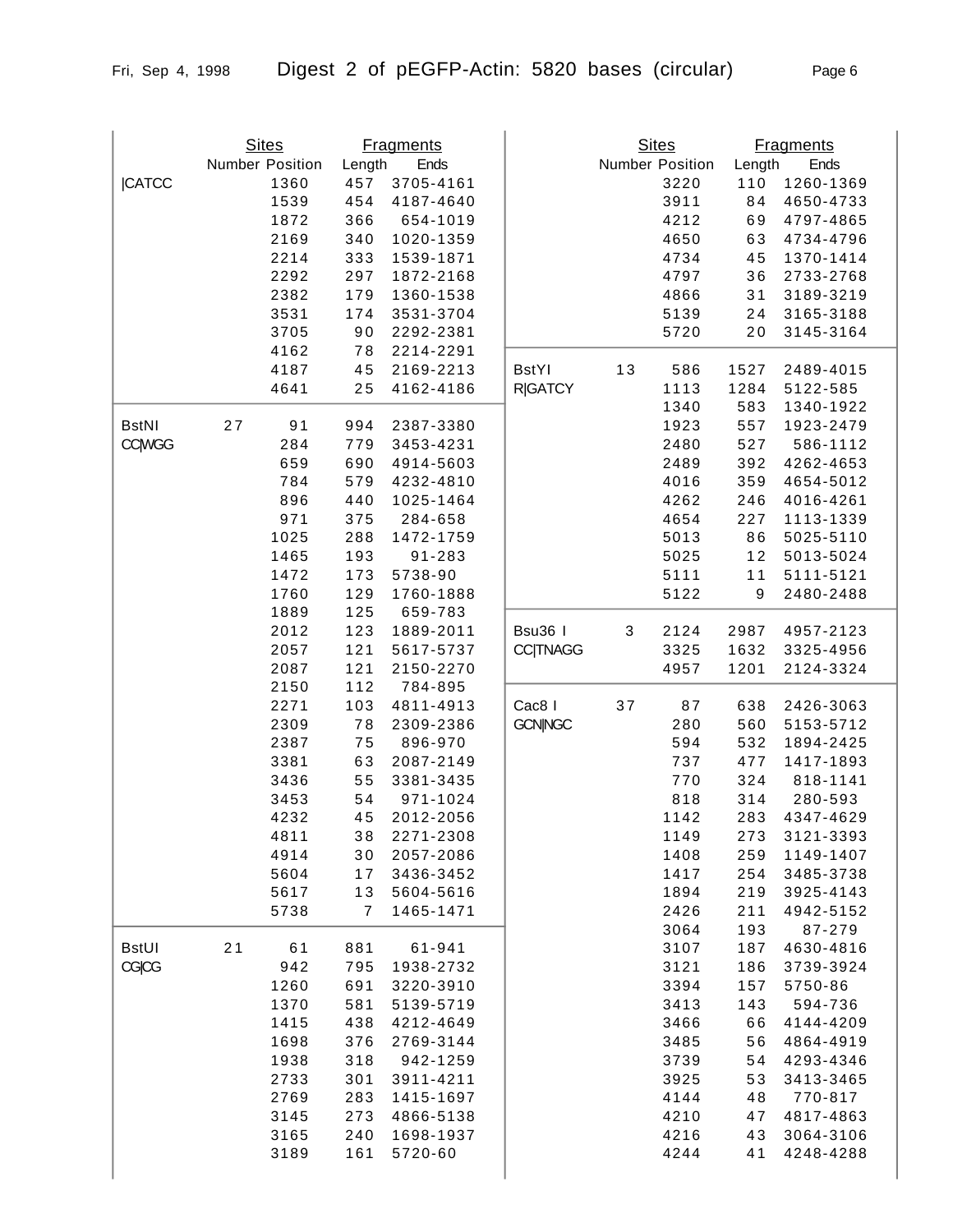# Digest 2 of pEGFP-Actin: 5820 bases (circular)

| Enzyme | Sites Number | Sites Position | Fragments Length | Fragments Ends |
|---|---|---|---|---|
| \|CATCC | | 1360 | 457 | 3705-4161 |
| | | 1539 | 454 | 4187-4640 |
| | | 1872 | 366 | 654-1019 |
| | | 2169 | 340 | 1020-1359 |
| | | 2214 | 333 | 1539-1871 |
| | | 2292 | 297 | 1872-2168 |
| | | 2382 | 179 | 1360-1538 |
| | | 3531 | 174 | 3531-3704 |
| | | 3705 | 90 | 2292-2381 |
| | | 4162 | 78 | 2214-2291 |
| | | 4187 | 45 | 2169-2213 |
| | | 4641 | 25 | 4162-4186 |
| BstNI | 27 | 91 | 994 | 2387-3380 |
| CC\|WGG | | 284 | 779 | 3453-4231 |
| | | 659 | 690 | 4914-5603 |
| | | 784 | 579 | 4232-4810 |
| | | 896 | 440 | 1025-1464 |
| | | 971 | 375 | 284-658 |
| | | 1025 | 288 | 1472-1759 |
| | | 1465 | 193 | 91-283 |
| | | 1472 | 173 | 5738-90 |
| | | 1760 | 129 | 1760-1888 |
| | | 1889 | 125 | 659-783 |
| | | 2012 | 123 | 1889-2011 |
| | | 2057 | 121 | 5617-5737 |
| | | 2087 | 121 | 2150-2270 |
| | | 2150 | 112 | 784-895 |
| | | 2271 | 103 | 4811-4913 |
| | | 2309 | 78 | 2309-2386 |
| | | 2387 | 75 | 896-970 |
| | | 3381 | 63 | 2087-2149 |
| | | 3436 | 55 | 3381-3435 |
| | | 3453 | 54 | 971-1024 |
| | | 4232 | 45 | 2012-2056 |
| | | 4811 | 38 | 2271-2308 |
| | | 4914 | 30 | 2057-2086 |
| | | 5604 | 17 | 3436-3452 |
| | | 5617 | 13 | 5604-5616 |
| | | 5738 | 7 | 1465-1471 |
| BstUI | 21 | 61 | 881 | 61-941 |
| CG\|CG | | 942 | 795 | 1938-2732 |
| | | 1260 | 691 | 3220-3910 |
| | | 1370 | 581 | 5139-5719 |
| | | 1415 | 438 | 4212-4649 |
| | | 1698 | 376 | 2769-3144 |
| | | 1938 | 318 | 942-1259 |
| | | 2733 | 301 | 3911-4211 |
| | | 2769 | 283 | 1415-1697 |
| | | 3145 | 273 | 4866-5138 |
| | | 3165 | 240 | 1698-1937 |
| | | 3189 | 161 | 5720-60 |
| | | 3220 | 110 | 1260-1369 |
| | | 3911 | 84 | 4650-4733 |
| | | 4212 | 69 | 4797-4865 |
| | | 4650 | 63 | 4734-4796 |
| | | 4734 | 45 | 1370-1414 |
| | | 4797 | 36 | 2733-2768 |
| | | 4866 | 31 | 3189-3219 |
| | | 5139 | 24 | 3165-3188 |
| | | 5720 | 20 | 3145-3164 |
| BstYI | 13 | 586 | 1527 | 2489-4015 |
| R\|GATCY | | 1113 | 1284 | 5122-585 |
| | | 1340 | 583 | 1340-1922 |
| | | 1923 | 557 | 1923-2479 |
| | | 2480 | 527 | 586-1112 |
| | | 2489 | 392 | 4262-4653 |
| | | 4016 | 359 | 4654-5012 |
| | | 4262 | 246 | 4016-4261 |
| | | 4654 | 227 | 1113-1339 |
| | | 5013 | 86 | 5025-5110 |
| | | 5025 | 12 | 5013-5024 |
| | | 5111 | 11 | 5111-5121 |
| | | 5122 | 9 | 2480-2488 |
| Bsu36 I | 3 | 2124 | 2987 | 4957-2123 |
| CC\|TNAGG | | 3325 | 1632 | 3325-4956 |
| | | 4957 | 1201 | 2124-3324 |
| Cac8 I | 37 | 87 | 638 | 2426-3063 |
| GCN\|NGC | | 280 | 560 | 5153-5712 |
| | | 594 | 532 | 1894-2425 |
| | | 737 | 477 | 1417-1893 |
| | | 770 | 324 | 818-1141 |
| | | 818 | 314 | 280-593 |
| | | 1142 | 283 | 4347-4629 |
| | | 1149 | 273 | 3121-3393 |
| | | 1408 | 259 | 1149-1407 |
| | | 1417 | 254 | 3485-3738 |
| | | 1894 | 219 | 3925-4143 |
| | | 2426 | 211 | 4942-5152 |
| | | 3064 | 193 | 87-279 |
| | | 3107 | 187 | 4630-4816 |
| | | 3121 | 186 | 3739-3924 |
| | | 3394 | 157 | 5750-86 |
| | | 3413 | 143 | 594-736 |
| | | 3466 | 66 | 4144-4209 |
| | | 3485 | 56 | 4864-4919 |
| | | 3739 | 54 | 4293-4346 |
| | | 3925 | 53 | 3413-3465 |
| | | 4144 | 48 | 770-817 |
| | | 4210 | 47 | 4817-4863 |
| | | 4216 | 43 | 3064-3106 |
| | | 4244 | 41 | 4248-4288 |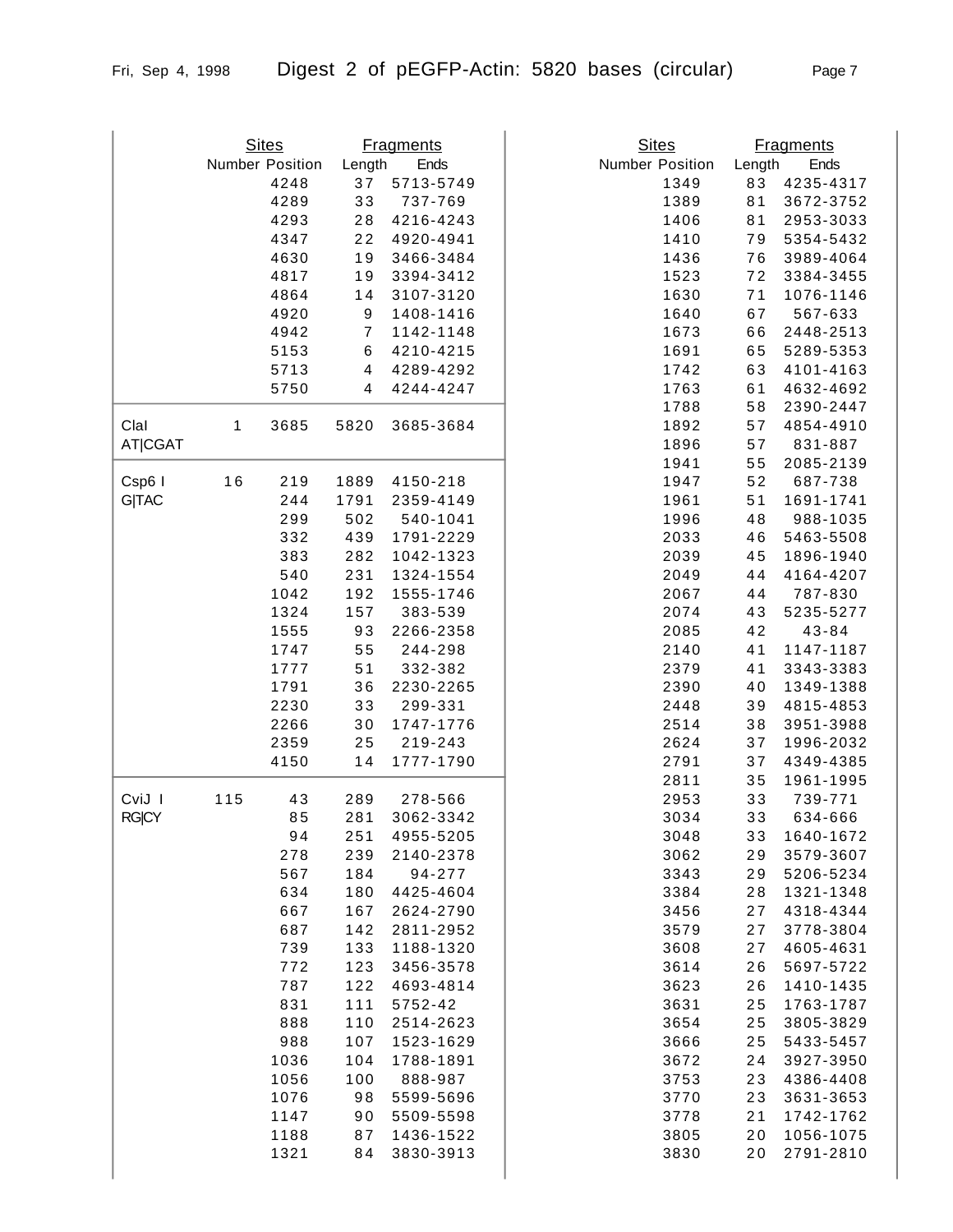# Digest 2 of pEGFP-Actin: 5820 bases (circular)

| Enzyme | Sites Number | Sites Position | Fragments Length | Fragments Ends |
|---|---|---|---|---|
| | | 4248 | 37 | 5713-5749 |
| | | 4289 | 33 | 737-769 |
| | | 4293 | 28 | 4216-4243 |
| | | 4347 | 22 | 4920-4941 |
| | | 4630 | 19 | 3466-3484 |
| | | 4817 | 19 | 3394-3412 |
| | | 4864 | 14 | 3107-3120 |
| | | 4920 | 9 | 1408-1416 |
| | | 4942 | 7 | 1142-1148 |
| | | 5153 | 6 | 4210-4215 |
| | | 5713 | 4 | 4289-4292 |
| | | 5750 | 4 | 4244-4247 |
| ClaI AT\|CGAT | 1 | 3685 | 5820 | 3685-3684 |
| Csp6 I G\|TAC | 16 | 219 | 1889 | 4150-218 |
| | | 244 | 1791 | 2359-4149 |
| | | 299 | 502 | 540-1041 |
| | | 332 | 439 | 1791-2229 |
| | | 383 | 282 | 1042-1323 |
| | | 540 | 231 | 1324-1554 |
| | | 1042 | 192 | 1555-1746 |
| | | 1324 | 157 | 383-539 |
| | | 1555 | 93 | 2266-2358 |
| | | 1747 | 55 | 244-298 |
| | | 1777 | 51 | 332-382 |
| | | 1791 | 36 | 2230-2265 |
| | | 2230 | 33 | 299-331 |
| | | 2266 | 30 | 1747-1776 |
| | | 2359 | 25 | 219-243 |
| | | 4150 | 14 | 1777-1790 |
| CviJ I RG\|CY | 115 | 43 | 289 | 278-566 |
| | | 85 | 281 | 3062-3342 |
| | | 94 | 251 | 4955-5205 |
| | | 278 | 239 | 2140-2378 |
| | | 567 | 184 | 94-277 |
| | | 634 | 180 | 4425-4604 |
| | | 667 | 167 | 2624-2790 |
| | | 687 | 142 | 2811-2952 |
| | | 739 | 133 | 1188-1320 |
| | | 772 | 123 | 3456-3578 |
| | | 787 | 122 | 4693-4814 |
| | | 831 | 111 | 5752-42 |
| | | 888 | 110 | 2514-2623 |
| | | 988 | 107 | 1523-1629 |
| | | 1036 | 104 | 1788-1891 |
| | | 1056 | 100 | 888-987 |
| | | 1076 | 98 | 5599-5696 |
| | | 1147 | 90 | 5509-5598 |
| | | 1188 | 87 | 1436-1522 |
| | | 1321 | 84 | 3830-3913 |
| | | 1349 | 83 | 4235-4317 |
| | | 1389 | 81 | 3672-3752 |
| | | 1406 | 81 | 2953-3033 |
| | | 1410 | 79 | 5354-5432 |
| | | 1436 | 76 | 3989-4064 |
| | | 1523 | 72 | 3384-3455 |
| | | 1630 | 71 | 1076-1146 |
| | | 1640 | 67 | 567-633 |
| | | 1673 | 66 | 2448-2513 |
| | | 1691 | 65 | 5289-5353 |
| | | 1742 | 63 | 4101-4163 |
| | | 1763 | 61 | 4632-4692 |
| | | 1788 | 58 | 2390-2447 |
| | | 1892 | 57 | 4854-4910 |
| | | 1896 | 57 | 831-887 |
| | | 1941 | 55 | 2085-2139 |
| | | 1947 | 52 | 687-738 |
| | | 1961 | 51 | 1691-1741 |
| | | 1996 | 48 | 988-1035 |
| | | 2033 | 46 | 5463-5508 |
| | | 2039 | 45 | 1896-1940 |
| | | 2049 | 44 | 4164-4207 |
| | | 2067 | 44 | 787-830 |
| | | 2074 | 43 | 5235-5277 |
| | | 2085 | 42 | 43-84 |
| | | 2140 | 41 | 1147-1187 |
| | | 2379 | 41 | 3343-3383 |
| | | 2390 | 40 | 1349-1388 |
| | | 2448 | 39 | 4815-4853 |
| | | 2514 | 38 | 3951-3988 |
| | | 2624 | 37 | 1996-2032 |
| | | 2791 | 37 | 4349-4385 |
| | | 2811 | 35 | 1961-1995 |
| | | 2953 | 33 | 739-771 |
| | | 3034 | 33 | 634-666 |
| | | 3048 | 33 | 1640-1672 |
| | | 3062 | 29 | 3579-3607 |
| | | 3343 | 29 | 5206-5234 |
| | | 3384 | 28 | 1321-1348 |
| | | 3456 | 27 | 4318-4344 |
| | | 3579 | 27 | 3778-3804 |
| | | 3608 | 27 | 4605-4631 |
| | | 3614 | 26 | 5697-5722 |
| | | 3623 | 26 | 1410-1435 |
| | | 3631 | 25 | 1763-1787 |
| | | 3654 | 25 | 3805-3829 |
| | | 3666 | 25 | 5433-5457 |
| | | 3672 | 24 | 3927-3950 |
| | | 3753 | 23 | 4386-4408 |
| | | 3770 | 23 | 3631-3653 |
| | | 3778 | 21 | 1742-1762 |
| | | 3805 | 20 | 1056-1075 |
| | | 3830 | 20 | 2791-2810 |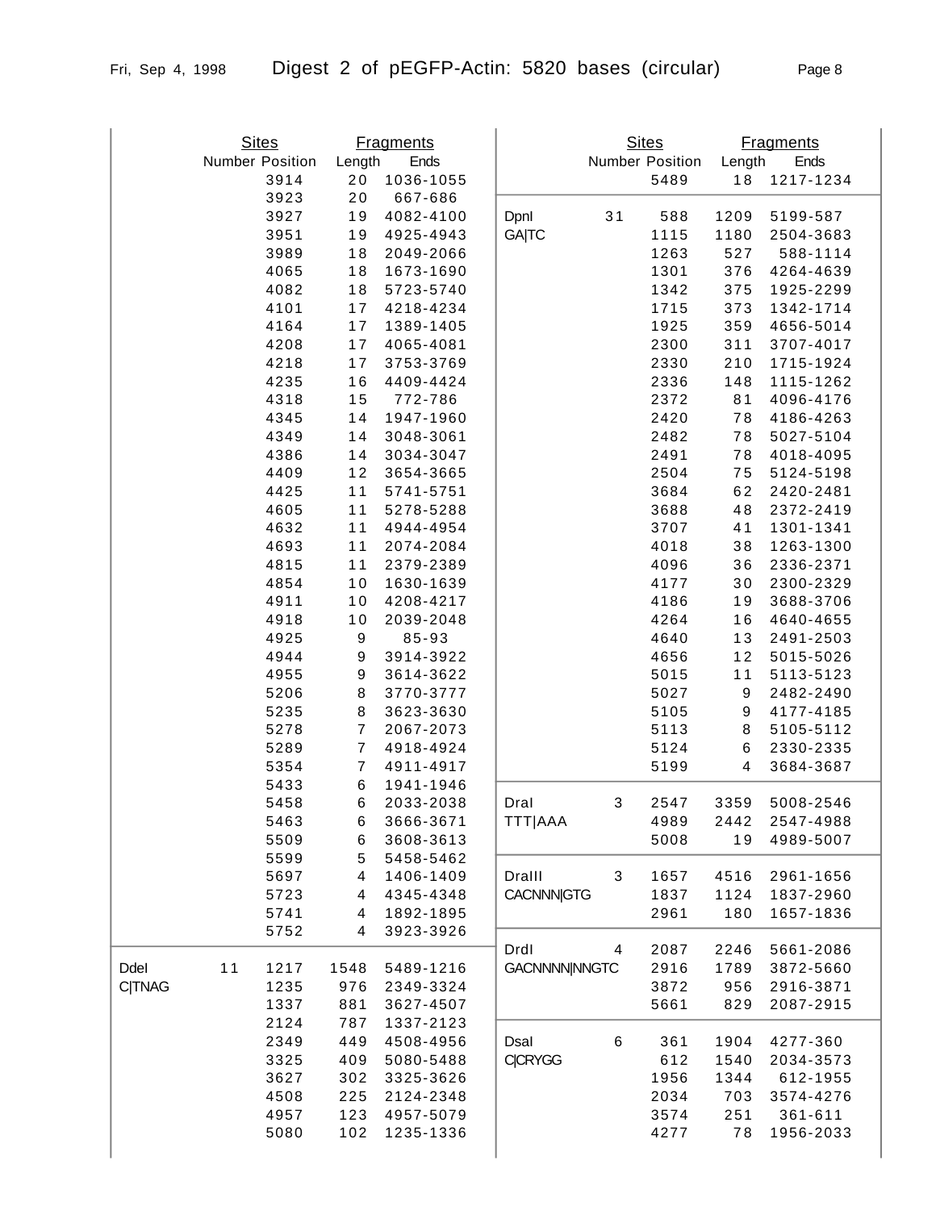# Digest 2 of pEGFP-Actin: 5820 bases (circular)

| Enzyme | Number | Sites Position | Fragments Length | Ends |
|---|---|---|---|---|
| | | 3914 | 20 | 1036-1055 |
| | | 3923 | 20 | 667-686 |
| | | 3927 | 19 | 4082-4100 |
| | | 3951 | 19 | 4925-4943 |
| | | 3989 | 18 | 2049-2066 |
| | | 4065 | 18 | 1673-1690 |
| | | 4082 | 18 | 5723-5740 |
| | | 4101 | 17 | 4218-4234 |
| | | 4164 | 17 | 1389-1405 |
| | | 4208 | 17 | 4065-4081 |
| | | 4218 | 17 | 3753-3769 |
| | | 4235 | 16 | 4409-4424 |
| | | 4318 | 15 | 772-786 |
| | | 4345 | 14 | 1947-1960 |
| | | 4349 | 14 | 3048-3061 |
| | | 4386 | 14 | 3034-3047 |
| | | 4409 | 12 | 3654-3665 |
| | | 4425 | 11 | 5741-5751 |
| | | 4605 | 11 | 5278-5288 |
| | | 4632 | 11 | 4944-4954 |
| | | 4693 | 11 | 2074-2084 |
| | | 4815 | 11 | 2379-2389 |
| | | 4854 | 10 | 1630-1639 |
| | | 4911 | 10 | 4208-4217 |
| | | 4918 | 10 | 2039-2048 |
| | | 4925 | 9 | 85-93 |
| | | 4944 | 9 | 3914-3922 |
| | | 4955 | 9 | 3614-3622 |
| | | 5206 | 8 | 3770-3777 |
| | | 5235 | 8 | 3623-3630 |
| | | 5278 | 7 | 2067-2073 |
| | | 5289 | 7 | 4918-4924 |
| | | 5354 | 7 | 4911-4917 |
| | | 5433 | 6 | 1941-1946 |
| | | 5458 | 6 | 2033-2038 |
| | | 5463 | 6 | 3666-3671 |
| | | 5509 | 6 | 3608-3613 |
| | | 5599 | 5 | 5458-5462 |
| | | 5697 | 4 | 1406-1409 |
| | | 5723 | 4 | 4345-4348 |
| | | 5741 | 4 | 1892-1895 |
| | | 5752 | 4 | 3923-3926 |
| DdeI C\|TNAG | 11 | 1217 | 1548 | 5489-1216 |
| | | 1235 | 976 | 2349-3324 |
| | | 1337 | 881 | 3627-4507 |
| | | 2124 | 787 | 1337-2123 |
| | | 2349 | 449 | 4508-4956 |
| | | 3325 | 409 | 5080-5488 |
| | | 3627 | 302 | 3325-3626 |
| | | 4508 | 225 | 2124-2348 |
| | | 4957 | 123 | 4957-5079 |
| | | 5080 | 102 | 1235-1336 |
| | | 5489 | 18 | 1217-1234 |
| DpnI GA\|TC | 31 | 588 | 1209 | 5199-587 |
| | | 1115 | 1180 | 2504-3683 |
| | | 1263 | 527 | 588-1114 |
| | | 1301 | 376 | 4264-4639 |
| | | 1342 | 375 | 1925-2299 |
| | | 1715 | 373 | 1342-1714 |
| | | 1925 | 359 | 4656-5014 |
| | | 2300 | 311 | 3707-4017 |
| | | 2330 | 210 | 1715-1924 |
| | | 2336 | 148 | 1115-1262 |
| | | 2372 | 81 | 4096-4176 |
| | | 2420 | 78 | 4186-4263 |
| | | 2482 | 78 | 5027-5104 |
| | | 2491 | 78 | 4018-4095 |
| | | 2504 | 75 | 5124-5198 |
| | | 3684 | 62 | 2420-2481 |
| | | 3688 | 48 | 2372-2419 |
| | | 3707 | 41 | 1301-1341 |
| | | 4018 | 38 | 1263-1300 |
| | | 4096 | 36 | 2336-2371 |
| | | 4177 | 30 | 2300-2329 |
| | | 4186 | 19 | 3688-3706 |
| | | 4264 | 16 | 4640-4655 |
| | | 4640 | 13 | 2491-2503 |
| | | 4656 | 12 | 5015-5026 |
| | | 5015 | 11 | 5113-5123 |
| | | 5027 | 9 | 2482-2490 |
| | | 5105 | 9 | 4177-4185 |
| | | 5113 | 8 | 5105-5112 |
| | | 5124 | 6 | 2330-2335 |
| | | 5199 | 4 | 3684-3687 |
| DraI TTT\|AAA | 3 | 2547 | 3359 | 5008-2546 |
| | | 4989 | 2442 | 2547-4988 |
| | | 5008 | 19 | 4989-5007 |
| DraIII CACNNN\|GTG | 3 | 1657 | 4516 | 2961-1656 |
| | | 1837 | 1124 | 1837-2960 |
| | | 2961 | 180 | 1657-1836 |
| DrdI GACNNNN\|NNGTC | 4 | 2087 | 2246 | 5661-2086 |
| | | 2916 | 1789 | 3872-5660 |
| | | 3872 | 956 | 2916-3871 |
| | | 5661 | 829 | 2087-2915 |
| DsaI C\|CRYGG | 6 | 361 | 1904 | 4277-360 |
| | | 612 | 1540 | 2034-3573 |
| | | 1956 | 1344 | 612-1955 |
| | | 2034 | 703 | 3574-4276 |
| | | 3574 | 251 | 361-611 |
| | | 4277 | 78 | 1956-2033 |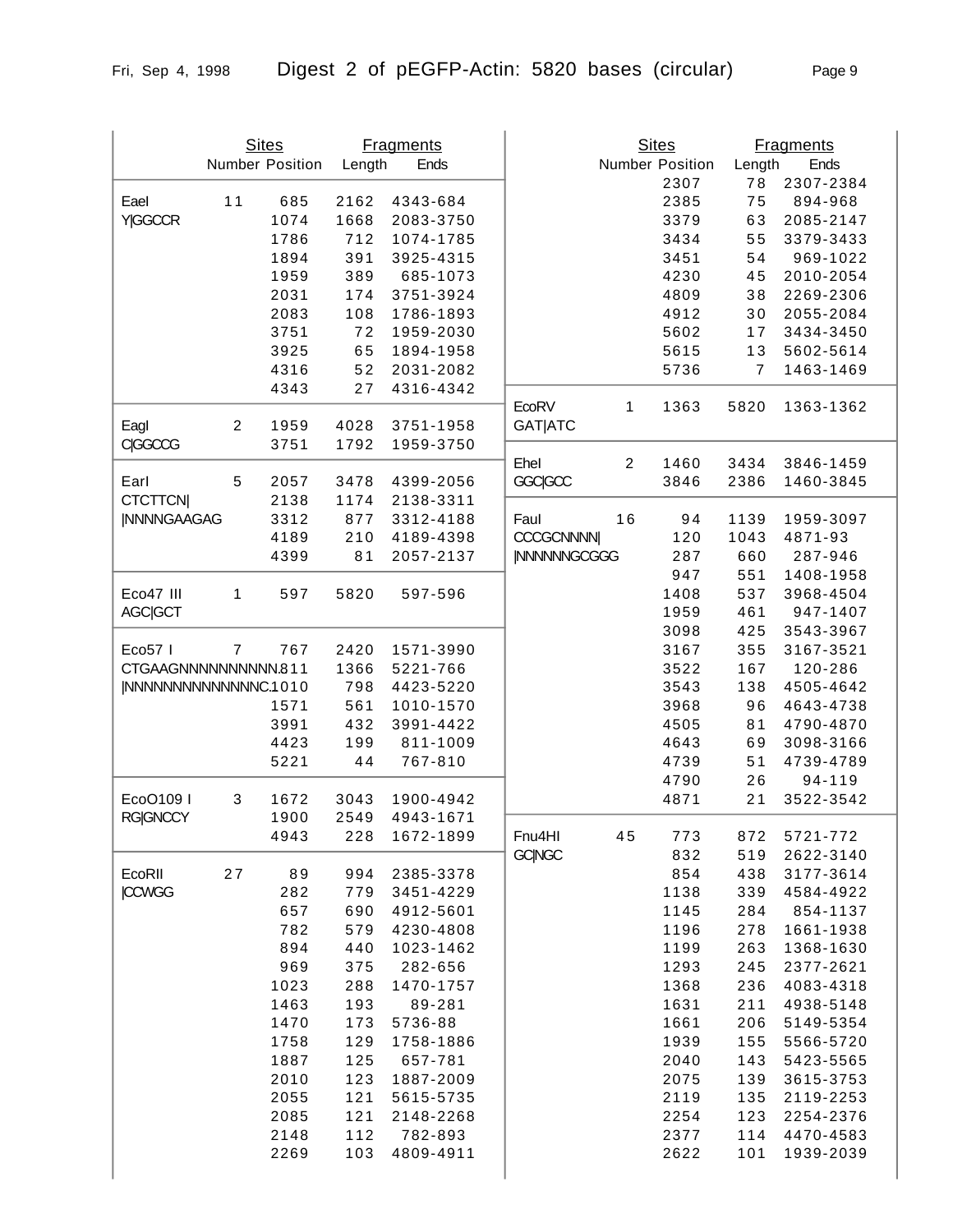# Digest 2 of pEGFP-Actin: 5820 bases (circular)

| Enzyme | Sites Number | Position | Fragments Length | Ends |
|---|---|---|---|---|
| EaeI | 11 | 685 | 2162 | 4343-684 |
| Y\|GGCCR | | 1074 | 1668 | 2083-3750 |
| | | 1786 | 712 | 1074-1785 |
| | | 1894 | 391 | 3925-4315 |
| | | 1959 | 389 | 685-1073 |
| | | 2031 | 174 | 3751-3924 |
| | | 2083 | 108 | 1786-1893 |
| | | 3751 | 72 | 1959-2030 |
| | | 3925 | 65 | 1894-1958 |
| | | 4316 | 52 | 2031-2082 |
| | | 4343 | 27 | 4316-4342 |
| EagI | 2 | 1959 | 4028 | 3751-1958 |
| C\|GGCCG | | 3751 | 1792 | 1959-3750 |
| EarI | 5 | 2057 | 3478 | 4399-2056 |
| CTCTTCN\| | | 2138 | 1174 | 2138-3311 |
| \|NNNNGAAGAG | | 3312 | 877 | 3312-4188 |
| | | 4189 | 210 | 4189-4398 |
| | | 4399 | 81 | 2057-2137 |
| Eco47 III | 1 | 597 | 5820 | 597-596 |
| AGC\|GCT | | | | |
| Eco57 I | 7 | 767 | 2420 | 1571-3990 |
| CTGAAGNNNNNNNNNNN | | 811 | 1366 | 5221-766 |
| \|NNNNNNNNNNNNNNC | | 1010 | 798 | 4423-5220 |
| | | 1571 | 561 | 1010-1570 |
| | | 3991 | 432 | 3991-4422 |
| | | 4423 | 199 | 811-1009 |
| | | 5221 | 44 | 767-810 |
| EcoO109 I | 3 | 1672 | 3043 | 1900-4942 |
| RG\|GNCCY | | 1900 | 2549 | 4943-1671 |
| | | 4943 | 228 | 1672-1899 |
| EcoRII | 27 | 89 | 994 | 2385-3378 |
| \|CCWGG | | 282 | 779 | 3451-4229 |
| | | 657 | 690 | 4912-5601 |
| | | 782 | 579 | 4230-4808 |
| | | 894 | 440 | 1023-1462 |
| | | 969 | 375 | 282-656 |
| | | 1023 | 288 | 1470-1757 |
| | | 1463 | 193 | 89-281 |
| | | 1470 | 173 | 5736-88 |
| | | 1758 | 129 | 1758-1886 |
| | | 1887 | 125 | 657-781 |
| | | 2010 | 123 | 1887-2009 |
| | | 2055 | 121 | 5615-5735 |
| | | 2085 | 121 | 2148-2268 |
| | | 2148 | 112 | 782-893 |
| | | 2269 | 103 | 4809-4911 |
| | | 2307 | 78 | 2307-2384 |
| | | 2385 | 75 | 894-968 |
| | | 3379 | 63 | 2085-2147 |
| | | 3434 | 55 | 3379-3433 |
| | | 3451 | 54 | 969-1022 |
| | | 4230 | 45 | 2010-2054 |
| | | 4809 | 38 | 2269-2306 |
| | | 4912 | 30 | 2055-2084 |
| | | 5602 | 17 | 3434-3450 |
| | | 5615 | 13 | 5602-5614 |
| | | 5736 | 7 | 1463-1469 |
| EcoRV | 1 | 1363 | 5820 | 1363-1362 |
| GAT\|ATC | | | | |
| EheI | 2 | 1460 | 3434 | 3846-1459 |
| GGC\|GCC | | 3846 | 2386 | 1460-3845 |
| FauI | 16 | 94 | 1139 | 1959-3097 |
| CCCGCNNNN\| | | 120 | 1043 | 4871-93 |
| \|NNNNNNGCGGG | | 287 | 660 | 287-946 |
| | | 947 | 551 | 1408-1958 |
| | | 1408 | 537 | 3968-4504 |
| | | 1959 | 461 | 947-1407 |
| | | 3098 | 425 | 3543-3967 |
| | | 3167 | 355 | 3167-3521 |
| | | 3522 | 167 | 120-286 |
| | | 3543 | 138 | 4505-4642 |
| | | 3968 | 96 | 4643-4738 |
| | | 4505 | 81 | 4790-4870 |
| | | 4643 | 69 | 3098-3166 |
| | | 4739 | 51 | 4739-4789 |
| | | 4790 | 26 | 94-119 |
| | | 4871 | 21 | 3522-3542 |
| Fnu4HI | 45 | 773 | 872 | 5721-772 |
| GC\|NGC | | 832 | 519 | 2622-3140 |
| | | 854 | 438 | 3177-3614 |
| | | 1138 | 339 | 4584-4922 |
| | | 1145 | 284 | 854-1137 |
| | | 1196 | 278 | 1661-1938 |
| | | 1199 | 263 | 1368-1630 |
| | | 1293 | 245 | 2377-2621 |
| | | 1368 | 236 | 4083-4318 |
| | | 1631 | 211 | 4938-5148 |
| | | 1661 | 206 | 5149-5354 |
| | | 1939 | 155 | 5566-5720 |
| | | 2040 | 143 | 5423-5565 |
| | | 2075 | 139 | 3615-3753 |
| | | 2119 | 135 | 2119-2253 |
| | | 2254 | 123 | 2254-2376 |
| | | 2377 | 114 | 4470-4583 |
| | | 2622 | 101 | 1939-2039 |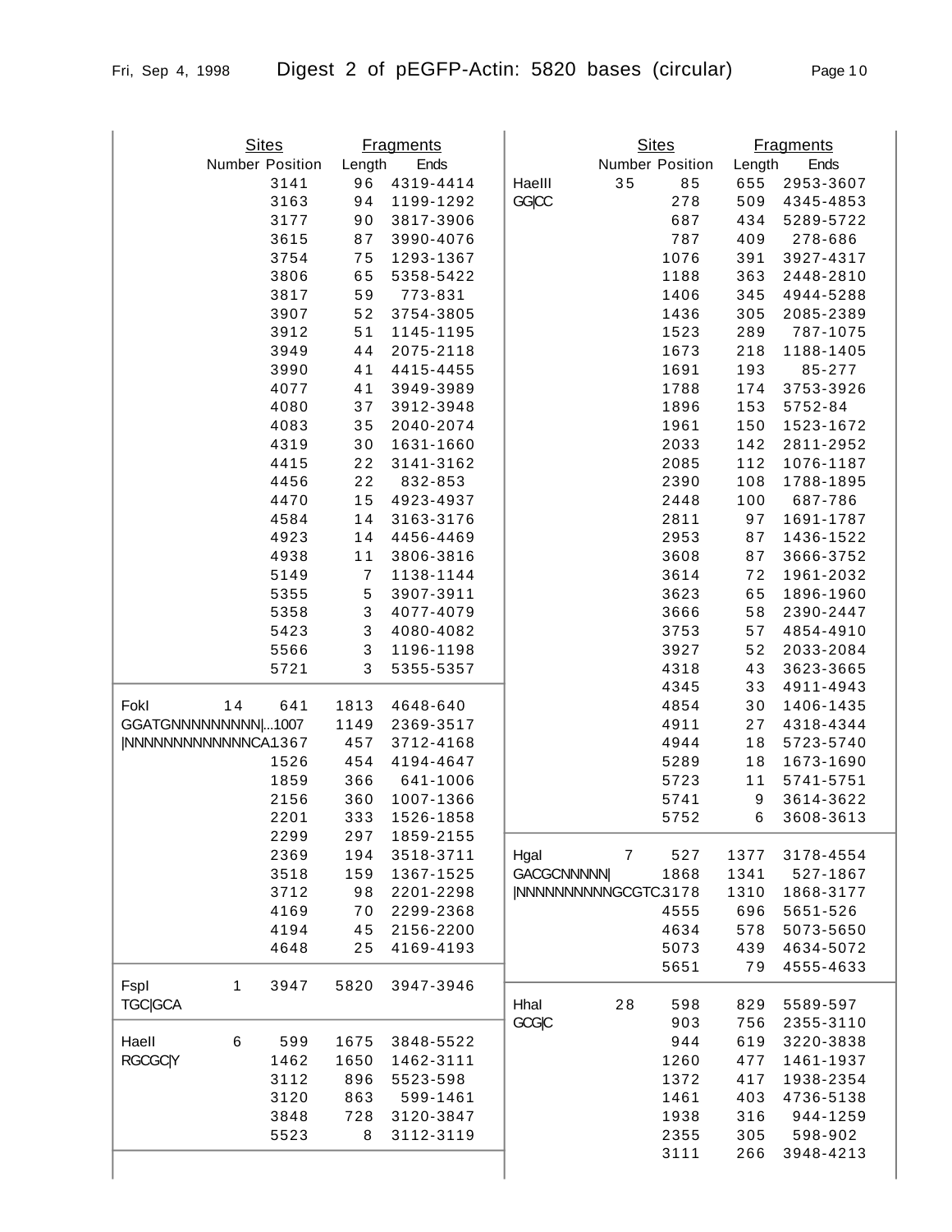# Digest 2 of pEGFP-Actin: 5820 bases (circular)

Fri, Sep 4, 1998

| Enzyme | Number | Position | Length | Ends |
|---|---|---|---|---|
| | | 3141 | 96 | 4319-4414 |
| | | 3163 | 94 | 1199-1292 |
| | | 3177 | 90 | 3817-3906 |
| | | 3615 | 87 | 3990-4076 |
| | | 3754 | 75 | 1293-1367 |
| | | 3806 | 65 | 5358-5422 |
| | | 3817 | 59 | 773-831 |
| | | 3907 | 52 | 3754-3805 |
| | | 3912 | 51 | 1145-1195 |
| | | 3949 | 44 | 2075-2118 |
| | | 3990 | 41 | 4415-4455 |
| | | 4077 | 41 | 3949-3989 |
| | | 4080 | 37 | 3912-3948 |
| | | 4083 | 35 | 2040-2074 |
| | | 4319 | 30 | 1631-1660 |
| | | 4415 | 22 | 3141-3162 |
| | | 4456 | 22 | 832-853 |
| | | 4470 | 15 | 4923-4937 |
| | | 4584 | 14 | 3163-3176 |
| | | 4923 | 14 | 4456-4469 |
| | | 4938 | 11 | 3806-3816 |
| | | 5149 | 7 | 1138-1144 |
| | | 5355 | 5 | 3907-3911 |
| | | 5358 | 3 | 4077-4079 |
| | | 5423 | 3 | 4080-4082 |
| | | 5566 | 3 | 1196-1198 |
| | | 5721 | 3 | 5355-5357 |

| Enzyme | Number | Position | Length | Ends |
|---|---|---|---|---|
| FokI | 14 | 641 | 1813 | 4648-640 |
| GGATGNNNNNNNNN\|... | | 1007 | 1149 | 2369-3517 |
| \|NNNNNNNNNNNNNCA | | 1367 | 457 | 3712-4168 |
| | | 1526 | 454 | 4194-4647 |
| | | 1859 | 366 | 641-1006 |
| | | 2156 | 360 | 1007-1366 |
| | | 2201 | 333 | 1526-1858 |
| | | 2299 | 297 | 1859-2155 |
| | | 2369 | 194 | 3518-3711 |
| | | 3518 | 159 | 1367-1525 |
| | | 3712 | 98 | 2201-2298 |
| | | 4169 | 70 | 2299-2368 |
| | | 4194 | 45 | 2156-2200 |
| | | 4648 | 25 | 4169-4193 |

| Enzyme | Number | Position | Length | Ends |
|---|---|---|---|---|
| FspI | 1 | 3947 | 5820 | 3947-3946 |
| TGC\|GCA | | | | |

| Enzyme | Number | Position | Length | Ends |
|---|---|---|---|---|
| HaeII | 6 | 599 | 1675 | 3848-5522 |
| RGCGC\|Y | | 1462 | 1650 | 1462-3111 |
| | | 3112 | 896 | 5523-598 |
| | | 3120 | 863 | 599-1461 |
| | | 3848 | 728 | 3120-3847 |
| | | 5523 | 8 | 3112-3119 |

| Enzyme | Number | Position | Length | Ends |
|---|---|---|---|---|
| HaeIII | 35 | 85 | 655 | 2953-3607 |
| GG\|CC | | 278 | 509 | 4345-4853 |
| | | 687 | 434 | 5289-5722 |
| | | 787 | 409 | 278-686 |
| | | 1076 | 391 | 3927-4317 |
| | | 1188 | 363 | 2448-2810 |
| | | 1406 | 345 | 4944-5288 |
| | | 1436 | 305 | 2085-2389 |
| | | 1523 | 289 | 787-1075 |
| | | 1673 | 218 | 1188-1405 |
| | | 1691 | 193 | 85-277 |
| | | 1788 | 174 | 3753-3926 |
| | | 1896 | 153 | 5752-84 |
| | | 1961 | 150 | 1523-1672 |
| | | 2033 | 142 | 2811-2952 |
| | | 2085 | 112 | 1076-1187 |
| | | 2390 | 108 | 1788-1895 |
| | | 2448 | 100 | 687-786 |
| | | 2811 | 97 | 1691-1787 |
| | | 2953 | 87 | 1436-1522 |
| | | 3608 | 87 | 3666-3752 |
| | | 3614 | 72 | 1961-2032 |
| | | 3623 | 65 | 1896-1960 |
| | | 3666 | 58 | 2390-2447 |
| | | 3753 | 57 | 4854-4910 |
| | | 3927 | 52 | 2033-2084 |
| | | 4318 | 43 | 3623-3665 |
| | | 4345 | 33 | 4911-4943 |
| | | 4854 | 30 | 1406-1435 |
| | | 4911 | 27 | 4318-4344 |
| | | 4944 | 18 | 5723-5740 |
| | | 5289 | 18 | 1673-1690 |
| | | 5723 | 11 | 5741-5751 |
| | | 5741 | 9 | 3614-3622 |
| | | 5752 | 6 | 3608-3613 |

| Enzyme | Number | Position | Length | Ends |
|---|---|---|---|---|
| HgaI | 7 | 527 | 1377 | 3178-4554 |
| GACGCNNNNN\| | | 1868 | 1341 | 527-1867 |
| \|NNNNNNNNNNGCGTC | | 3178 | 1310 | 1868-3177 |
| | | 4555 | 696 | 5651-526 |
| | | 4634 | 578 | 5073-5650 |
| | | 5073 | 439 | 4634-5072 |
| | | 5651 | 79 | 4555-4633 |

| Enzyme | Number | Position | Length | Ends |
|---|---|---|---|---|
| HhaI | 28 | 598 | 829 | 5589-597 |
| GCG\|C | | 903 | 756 | 2355-3110 |
| | | 944 | 619 | 3220-3838 |
| | | 1260 | 477 | 1461-1937 |
| | | 1372 | 417 | 1938-2354 |
| | | 1461 | 403 | 4736-5138 |
| | | 1938 | 316 | 944-1259 |
| | | 2355 | 305 | 598-902 |
| | | 3111 | 266 | 3948-4213 |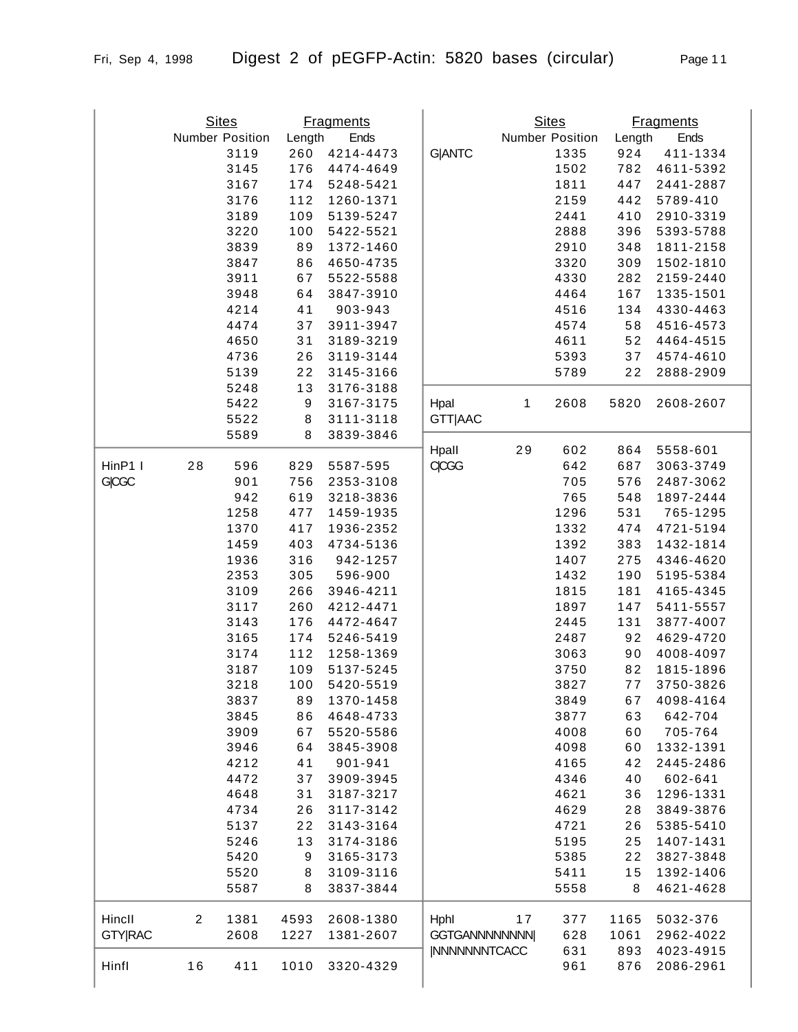# Digest 2 of pEGFP-Actin: 5820 bases (circular)

| | Sites Number | Sites Position | Fragments Length | Fragments Ends |
|---|---|---|---|---|
| | | 3119 | 260 | 4214-4473 |
| | | 3145 | 176 | 4474-4649 |
| | | 3167 | 174 | 5248-5421 |
| | | 3176 | 112 | 1260-1371 |
| | | 3189 | 109 | 5139-5247 |
| | | 3220 | 100 | 5422-5521 |
| | | 3839 | 89 | 1372-1460 |
| | | 3847 | 86 | 4650-4735 |
| | | 3911 | 67 | 5522-5588 |
| | | 3948 | 64 | 3847-3910 |
| | | 4214 | 41 | 903-943 |
| | | 4474 | 37 | 3911-3947 |
| | | 4650 | 31 | 3189-3219 |
| | | 4736 | 26 | 3119-3144 |
| | | 5139 | 22 | 3145-3166 |
| | | 5248 | 13 | 3176-3188 |
| | | 5422 | 9 | 3167-3175 |
| | | 5522 | 8 | 3111-3118 |
| | | 5589 | 8 | 3839-3846 |
| HinP1 I G\|CGC | 28 | 596 | 829 | 5587-595 |
| | | 901 | 756 | 2353-3108 |
| | | 942 | 619 | 3218-3836 |
| | | 1258 | 477 | 1459-1935 |
| | | 1370 | 417 | 1936-2352 |
| | | 1459 | 403 | 4734-5136 |
| | | 1936 | 316 | 942-1257 |
| | | 2353 | 305 | 596-900 |
| | | 3109 | 266 | 3946-4211 |
| | | 3117 | 260 | 4212-4471 |
| | | 3143 | 176 | 4472-4647 |
| | | 3165 | 174 | 5246-5419 |
| | | 3174 | 112 | 1258-1369 |
| | | 3187 | 109 | 5137-5245 |
| | | 3218 | 100 | 5420-5519 |
| | | 3837 | 89 | 1370-1458 |
| | | 3845 | 86 | 4648-4733 |
| | | 3909 | 67 | 5520-5586 |
| | | 3946 | 64 | 3845-3908 |
| | | 4212 | 41 | 901-941 |
| | | 4472 | 37 | 3909-3945 |
| | | 4648 | 31 | 3187-3217 |
| | | 4734 | 26 | 3117-3142 |
| | | 5137 | 22 | 3143-3164 |
| | | 5246 | 13 | 3174-3186 |
| | | 5420 | 9 | 3165-3173 |
| | | 5520 | 8 | 3109-3116 |
| | | 5587 | 8 | 3837-3844 |
| HincII GTY\|RAC | 2 | 1381 | 4593 | 2608-1380 |
| | | 2608 | 1227 | 1381-2607 |
| HinfI | 16 | 411 | 1010 | 3320-4329 |

| | Sites Number | Sites Position | Fragments Length | Fragments Ends |
|---|---|---|---|---|
| G\|ANTC | | 1335 | 924 | 411-1334 |
| | | 1502 | 782 | 4611-5392 |
| | | 1811 | 447 | 2441-2887 |
| | | 2159 | 442 | 5789-410 |
| | | 2441 | 410 | 2910-3319 |
| | | 2888 | 396 | 5393-5788 |
| | | 2910 | 348 | 1811-2158 |
| | | 3320 | 309 | 1502-1810 |
| | | 4330 | 282 | 2159-2440 |
| | | 4464 | 167 | 1335-1501 |
| | | 4516 | 134 | 4330-4463 |
| | | 4574 | 58 | 4516-4573 |
| | | 4611 | 52 | 4464-4515 |
| | | 5393 | 37 | 4574-4610 |
| | | 5789 | 22 | 2888-2909 |
| HpaI GTT\|AAC | 1 | 2608 | 5820 | 2608-2607 |
| HpaII C\|CGG | 29 | 602 | 864 | 5558-601 |
| | | 642 | 687 | 3063-3749 |
| | | 705 | 576 | 2487-3062 |
| | | 765 | 548 | 1897-2444 |
| | | 1296 | 531 | 765-1295 |
| | | 1332 | 474 | 4721-5194 |
| | | 1392 | 383 | 1432-1814 |
| | | 1407 | 275 | 4346-4620 |
| | | 1432 | 190 | 5195-5384 |
| | | 1815 | 181 | 4165-4345 |
| | | 1897 | 147 | 5411-5557 |
| | | 2445 | 131 | 3877-4007 |
| | | 2487 | 92 | 4629-4720 |
| | | 3063 | 90 | 4008-4097 |
| | | 3750 | 82 | 1815-1896 |
| | | 3827 | 77 | 3750-3826 |
| | | 3849 | 67 | 4098-4164 |
| | | 3877 | 63 | 642-704 |
| | | 4008 | 60 | 705-764 |
| | | 4098 | 60 | 1332-1391 |
| | | 4165 | 42 | 2445-2486 |
| | | 4346 | 40 | 602-641 |
| | | 4621 | 36 | 1296-1331 |
| | | 4629 | 28 | 3849-3876 |
| | | 4721 | 26 | 5385-5410 |
| | | 5195 | 25 | 1407-1431 |
| | | 5385 | 22 | 3827-3848 |
| | | 5411 | 15 | 1392-1406 |
| | | 5558 | 8 | 4621-4628 |
| HphI GGTGANNNNNNNN\| \|NNNNNNNTCACC | 17 | 377 | 1165 | 5032-376 |
| | | 628 | 1061 | 2962-4022 |
| | | 631 | 893 | 4023-4915 |
| | | 961 | 876 | 2086-2961 |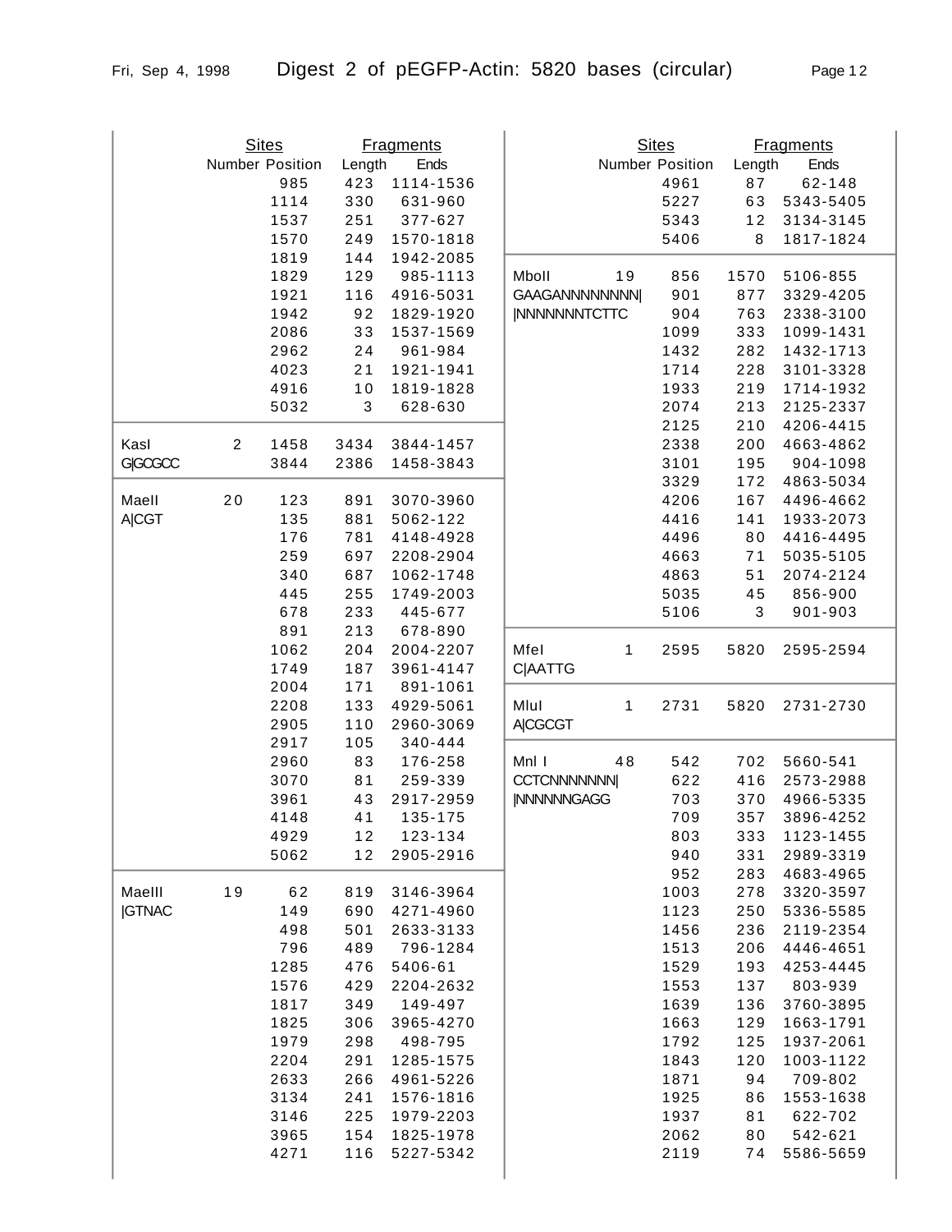# Digest 2 of pEGFP-Actin: 5820 bases (circular)

Fri, Sep 4, 1998

| | Sites | | Fragments | |
|---|---|---|---|---|
| | Number | Position | Length | Ends |
| | | 985 | 423 | 1114-1536 |
| | | 1114 | 330 | 631-960 |
| | | 1537 | 251 | 377-627 |
| | | 1570 | 249 | 1570-1818 |
| | | 1819 | 144 | 1942-2085 |
| | | 1829 | 129 | 985-1113 |
| | | 1921 | 116 | 4916-5031 |
| | | 1942 | 92 | 1829-1920 |
| | | 2086 | 33 | 1537-1569 |
| | | 2962 | 24 | 961-984 |
| | | 4023 | 21 | 1921-1941 |
| | | 4916 | 10 | 1819-1828 |
| | | 5032 | 3 | 628-630 |
| KasI | 2 | 1458 | 3434 | 3844-1457 |
| G\|GCGCC | | 3844 | 2386 | 1458-3843 |
| MaeII | 20 | 123 | 891 | 3070-3960 |
| A\|CGT | | 135 | 881 | 5062-122 |
| | | 176 | 781 | 4148-4928 |
| | | 259 | 697 | 2208-2904 |
| | | 340 | 687 | 1062-1748 |
| | | 445 | 255 | 1749-2003 |
| | | 678 | 233 | 445-677 |
| | | 891 | 213 | 678-890 |
| | | 1062 | 204 | 2004-2207 |
| | | 1749 | 187 | 3961-4147 |
| | | 2004 | 171 | 891-1061 |
| | | 2208 | 133 | 4929-5061 |
| | | 2905 | 110 | 2960-3069 |
| | | 2917 | 105 | 340-444 |
| | | 2960 | 83 | 176-258 |
| | | 3070 | 81 | 259-339 |
| | | 3961 | 43 | 2917-2959 |
| | | 4148 | 41 | 135-175 |
| | | 4929 | 12 | 123-134 |
| | | 5062 | 12 | 2905-2916 |
| MaeIII | 19 | 62 | 819 | 3146-3964 |
| \|GTNAC | | 149 | 690 | 4271-4960 |
| | | 498 | 501 | 2633-3133 |
| | | 796 | 489 | 796-1284 |
| | | 1285 | 476 | 5406-61 |
| | | 1576 | 429 | 2204-2632 |
| | | 1817 | 349 | 149-497 |
| | | 1825 | 306 | 3965-4270 |
| | | 1979 | 298 | 498-795 |
| | | 2204 | 291 | 1285-1575 |
| | | 2633 | 266 | 4961-5226 |
| | | 3134 | 241 | 1576-1816 |
| | | 3146 | 225 | 1979-2203 |
| | | 3965 | 154 | 1825-1978 |
| | | 4271 | 116 | 5227-5342 |
| | | 4961 | 87 | 62-148 |
| | | 5227 | 63 | 5343-5405 |
| | | 5343 | 12 | 3134-3145 |
| | | 5406 | 8 | 1817-1824 |
| MboII | 19 | 856 | 1570 | 5106-855 |
| GAAGANNNNNNNN\| | | 901 | 877 | 3329-4205 |
| \|NNNNNNNTCTTC | | 904 | 763 | 2338-3100 |
| | | 1099 | 333 | 1099-1431 |
| | | 1432 | 282 | 1432-1713 |
| | | 1714 | 228 | 3101-3328 |
| | | 1933 | 219 | 1714-1932 |
| | | 2074 | 213 | 2125-2337 |
| | | 2125 | 210 | 4206-4415 |
| | | 2338 | 200 | 4663-4862 |
| | | 3101 | 195 | 904-1098 |
| | | 3329 | 172 | 4863-5034 |
| | | 4206 | 167 | 4496-4662 |
| | | 4416 | 141 | 1933-2073 |
| | | 4496 | 80 | 4416-4495 |
| | | 4663 | 71 | 5035-5105 |
| | | 4863 | 51 | 2074-2124 |
| | | 5035 | 45 | 856-900 |
| | | 5106 | 3 | 901-903 |
| MfeI | 1 | 2595 | 5820 | 2595-2594 |
| C\|AATTG | | | | |
| MluI | 1 | 2731 | 5820 | 2731-2730 |
| A\|CGCGT | | | | |
| Mnl I | 48 | 542 | 702 | 5660-541 |
| CCTCNNNNNNN\| | | 622 | 416 | 2573-2988 |
| \|NNNNNNGAGG | | 703 | 370 | 4966-5335 |
| | | 709 | 357 | 3896-4252 |
| | | 803 | 333 | 1123-1455 |
| | | 940 | 331 | 2989-3319 |
| | | 952 | 283 | 4683-4965 |
| | | 1003 | 278 | 3320-3597 |
| | | 1123 | 250 | 5336-5585 |
| | | 1456 | 236 | 2119-2354 |
| | | 1513 | 206 | 4446-4651 |
| | | 1529 | 193 | 4253-4445 |
| | | 1553 | 137 | 803-939 |
| | | 1639 | 136 | 3760-3895 |
| | | 1663 | 129 | 1663-1791 |
| | | 1792 | 125 | 1937-2061 |
| | | 1843 | 120 | 1003-1122 |
| | | 1871 | 94 | 709-802 |
| | | 1925 | 86 | 1553-1638 |
| | | 1937 | 81 | 622-702 |
| | | 2062 | 80 | 542-621 |
| | | 2119 | 74 | 5586-5659 |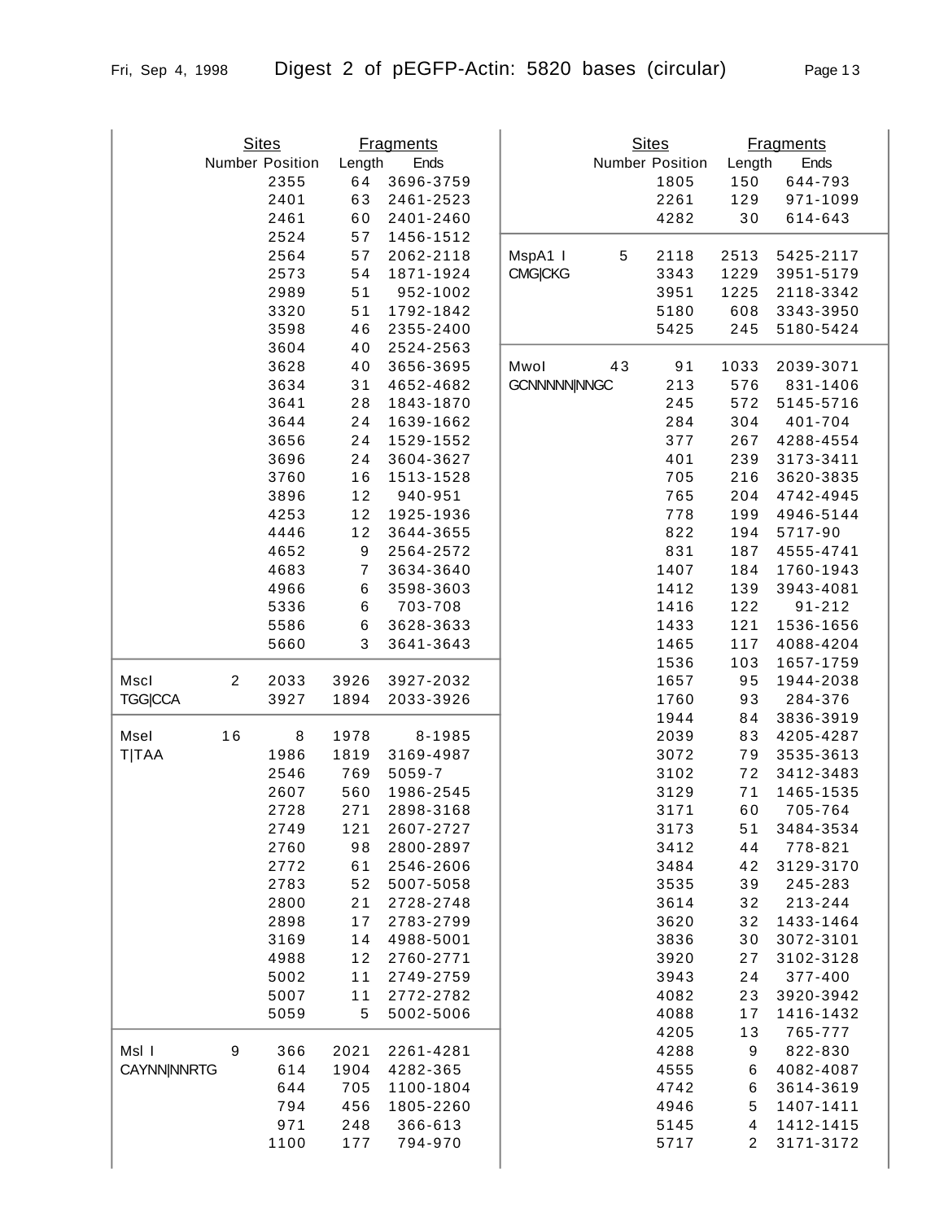| | Sites | | Fragments | |
|---|---|---|---|---|
| | Number | Position | Length | Ends |
| | | 2355 | 64 | 3696-3759 |
| | | 2401 | 63 | 2461-2523 |
| | | 2461 | 60 | 2401-2460 |
| | | 2524 | 57 | 1456-1512 |
| | | 2564 | 57 | 2062-2118 |
| | | 2573 | 54 | 1871-1924 |
| | | 2989 | 51 | 952-1002 |
| | | 3320 | 51 | 1792-1842 |
| | | 3598 | 46 | 2355-2400 |
| | | 3604 | 40 | 2524-2563 |
| | | 3628 | 40 | 3656-3695 |
| | | 3634 | 31 | 4652-4682 |
| | | 3641 | 28 | 1843-1870 |
| | | 3644 | 24 | 1639-1662 |
| | | 3656 | 24 | 1529-1552 |
| | | 3696 | 24 | 3604-3627 |
| | | 3760 | 16 | 1513-1528 |
| | | 3896 | 12 | 940-951 |
| | | 4253 | 12 | 1925-1936 |
| | | 4446 | 12 | 3644-3655 |
| | | 4652 | 9 | 2564-2572 |
| | | 4683 | 7 | 3634-3640 |
| | | 4966 | 6 | 3598-3603 |
| | | 5336 | 6 | 703-708 |
| | | 5586 | 6 | 3628-3633 |
| | | 5660 | 3 | 3641-3643 |
| MscI | 2 | 2033 | 3926 | 3927-2032 |
| TGG\|CCA | | 3927 | 1894 | 2033-3926 |
| MseI | 16 | 8 | 1978 | 8-1985 |
| T\|TAA | | 1986 | 1819 | 3169-4987 |
| | | 2546 | 769 | 5059-7 |
| | | 2607 | 560 | 1986-2545 |
| | | 2728 | 271 | 2898-3168 |
| | | 2749 | 121 | 2607-2727 |
| | | 2760 | 98 | 2800-2897 |
| | | 2772 | 61 | 2546-2606 |
| | | 2783 | 52 | 5007-5058 |
| | | 2800 | 21 | 2728-2748 |
| | | 2898 | 17 | 2783-2799 |
| | | 3169 | 14 | 4988-5001 |
| | | 4988 | 12 | 2760-2771 |
| | | 5002 | 11 | 2749-2759 |
| | | 5007 | 11 | 2772-2782 |
| | | 5059 | 5 | 5002-5006 |
| Msl I | 9 | 366 | 2021 | 2261-4281 |
| CAYNN\|NNRTG | | 614 | 1904 | 4282-365 |
| | | 644 | 705 | 1100-1804 |
| | | 794 | 456 | 1805-2260 |
| | | 971 | 248 | 366-613 |
| | | 1100 | 177 | 794-970 |
| | | 1805 | 150 | 644-793 |
| | | 2261 | 129 | 971-1099 |
| | | 4282 | 30 | 614-643 |
| MspA1 I | 5 | 2118 | 2513 | 5425-2117 |
| CMG\|CKG | | 3343 | 1229 | 3951-5179 |
| | | 3951 | 1225 | 2118-3342 |
| | | 5180 | 608 | 3343-3950 |
| | | 5425 | 245 | 5180-5424 |
| MwoI | 43 | 91 | 1033 | 2039-3071 |
| GCNNNNN\|NNGC | | 213 | 576 | 831-1406 |
| | | 245 | 572 | 5145-5716 |
| | | 284 | 304 | 401-704 |
| | | 377 | 267 | 4288-4554 |
| | | 401 | 239 | 3173-3411 |
| | | 705 | 216 | 3620-3835 |
| | | 765 | 204 | 4742-4945 |
| | | 778 | 199 | 4946-5144 |
| | | 822 | 194 | 5717-90 |
| | | 831 | 187 | 4555-4741 |
| | | 1407 | 184 | 1760-1943 |
| | | 1412 | 139 | 3943-4081 |
| | | 1416 | 122 | 91-212 |
| | | 1433 | 121 | 1536-1656 |
| | | 1465 | 117 | 4088-4204 |
| | | 1536 | 103 | 1657-1759 |
| | | 1657 | 95 | 1944-2038 |
| | | 1760 | 93 | 284-376 |
| | | 1944 | 84 | 3836-3919 |
| | | 2039 | 83 | 4205-4287 |
| | | 3072 | 79 | 3535-3613 |
| | | 3102 | 72 | 3412-3483 |
| | | 3129 | 71 | 1465-1535 |
| | | 3171 | 60 | 705-764 |
| | | 3173 | 51 | 3484-3534 |
| | | 3412 | 44 | 778-821 |
| | | 3484 | 42 | 3129-3170 |
| | | 3535 | 39 | 245-283 |
| | | 3614 | 32 | 213-244 |
| | | 3620 | 32 | 1433-1464 |
| | | 3836 | 30 | 3072-3101 |
| | | 3920 | 27 | 3102-3128 |
| | | 3943 | 24 | 377-400 |
| | | 4082 | 23 | 3920-3942 |
| | | 4088 | 17 | 1416-1432 |
| | | 4205 | 13 | 765-777 |
| | | 4288 | 9 | 822-830 |
| | | 4555 | 6 | 4082-4087 |
| | | 4742 | 6 | 3614-3619 |
| | | 4946 | 5 | 1407-1411 |
| | | 5145 | 4 | 1412-1415 |
| | | 5717 | 2 | 3171-3172 |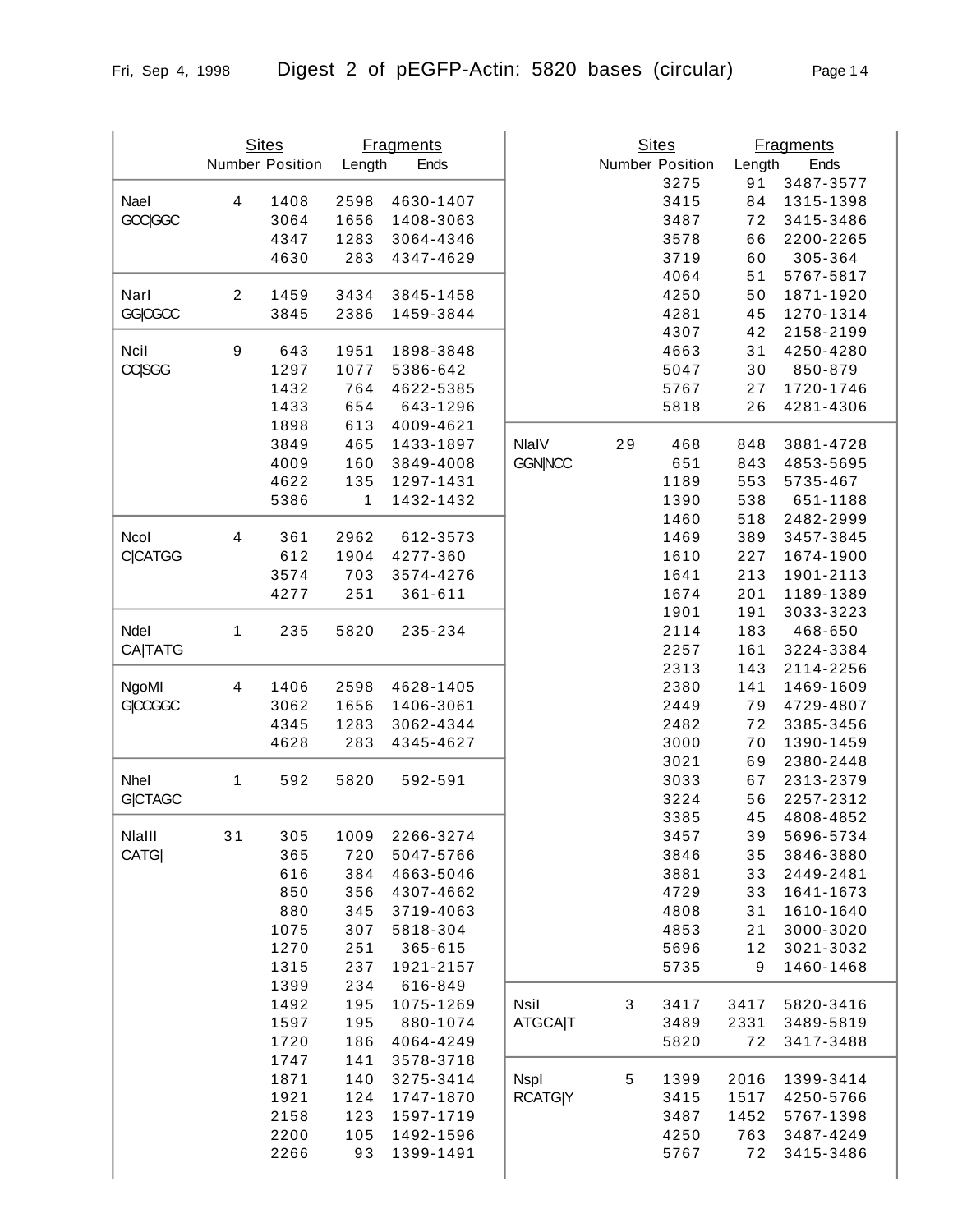| Enzyme | Sites Number | Sites Position | Fragments Length | Fragments Ends |
|---|---|---|---|---|
| NaeI | 4 | 1408 | 2598 | 4630-1407 |
| GCC\|GGC | | 3064 | 1656 | 1408-3063 |
| | | 4347 | 1283 | 3064-4346 |
| | | 4630 | 283 | 4347-4629 |
| NarI | 2 | 1459 | 3434 | 3845-1458 |
| GG\|CGCC | | 3845 | 2386 | 1459-3844 |
| NciI | 9 | 643 | 1951 | 1898-3848 |
| CC\|SGG | | 1297 | 1077 | 5386-642 |
| | | 1432 | 764 | 4622-5385 |
| | | 1433 | 654 | 643-1296 |
| | | 1898 | 613 | 4009-4621 |
| | | 3849 | 465 | 1433-1897 |
| | | 4009 | 160 | 3849-4008 |
| | | 4622 | 135 | 1297-1431 |
| | | 5386 | 1 | 1432-1432 |
| NcoI | 4 | 361 | 2962 | 612-3573 |
| C\|CATGG | | 612 | 1904 | 4277-360 |
| | | 3574 | 703 | 3574-4276 |
| | | 4277 | 251 | 361-611 |
| NdeI | 1 | 235 | 5820 | 235-234 |
| CA\|TATG | | | | |
| NgoMI | 4 | 1406 | 2598 | 4628-1405 |
| G\|CCGGC | | 3062 | 1656 | 1406-3061 |
| | | 4345 | 1283 | 3062-4344 |
| | | 4628 | 283 | 4345-4627 |
| NheI | 1 | 592 | 5820 | 592-591 |
| G\|CTAGC | | | | |
| NlaIII | 31 | 305 | 1009 | 2266-3274 |
| CATG\| | | 365 | 720 | 5047-5766 |
| | | 616 | 384 | 4663-5046 |
| | | 850 | 356 | 4307-4662 |
| | | 880 | 345 | 3719-4063 |
| | | 1075 | 307 | 5818-304 |
| | | 1270 | 251 | 365-615 |
| | | 1315 | 237 | 1921-2157 |
| | | 1399 | 234 | 616-849 |
| | | 1492 | 195 | 1075-1269 |
| | | 1597 | 195 | 880-1074 |
| | | 1720 | 186 | 4064-4249 |
| | | 1747 | 141 | 3578-3718 |
| | | 1871 | 140 | 3275-3414 |
| | | 1921 | 124 | 1747-1870 |
| | | 2158 | 123 | 1597-1719 |
| | | 2200 | 105 | 1492-1596 |
| | | 2266 | 93 | 1399-1491 |
| | | 3275 | 91 | 3487-3577 |
| | | 3415 | 84 | 1315-1398 |
| | | 3487 | 72 | 3415-3486 |
| | | 3578 | 66 | 2200-2265 |
| | | 3719 | 60 | 305-364 |
| | | 4064 | 51 | 5767-5817 |
| | | 4250 | 50 | 1871-1920 |
| | | 4281 | 45 | 1270-1314 |
| | | 4307 | 42 | 2158-2199 |
| | | 4663 | 31 | 4250-4280 |
| | | 5047 | 30 | 850-879 |
| | | 5767 | 27 | 1720-1746 |
| | | 5818 | 26 | 4281-4306 |
| NlaIV | 29 | 468 | 848 | 3881-4728 |
| GGN\|NCC | | 651 | 843 | 4853-5695 |
| | | 1189 | 553 | 5735-467 |
| | | 1390 | 538 | 651-1188 |
| | | 1460 | 518 | 2482-2999 |
| | | 1469 | 389 | 3457-3845 |
| | | 1610 | 227 | 1674-1900 |
| | | 1641 | 213 | 1901-2113 |
| | | 1674 | 201 | 1189-1389 |
| | | 1901 | 191 | 3033-3223 |
| | | 2114 | 183 | 468-650 |
| | | 2257 | 161 | 3224-3384 |
| | | 2313 | 143 | 2114-2256 |
| | | 2380 | 141 | 1469-1609 |
| | | 2449 | 79 | 4729-4807 |
| | | 2482 | 72 | 3385-3456 |
| | | 3000 | 70 | 1390-1459 |
| | | 3021 | 69 | 2380-2448 |
| | | 3033 | 67 | 2313-2379 |
| | | 3224 | 56 | 2257-2312 |
| | | 3385 | 45 | 4808-4852 |
| | | 3457 | 39 | 5696-5734 |
| | | 3846 | 35 | 3846-3880 |
| | | 3881 | 33 | 2449-2481 |
| | | 4729 | 33 | 1641-1673 |
| | | 4808 | 31 | 1610-1640 |
| | | 4853 | 21 | 3000-3020 |
| | | 5696 | 12 | 3021-3032 |
| | | 5735 | 9 | 1460-1468 |
| NsiI | 3 | 3417 | 3417 | 5820-3416 |
| ATGCA\|T | | 3489 | 2331 | 3489-5819 |
| | | 5820 | 72 | 3417-3488 |
| NspI | 5 | 1399 | 2016 | 1399-3414 |
| RCATG\|Y | | 3415 | 1517 | 4250-5766 |
| | | 3487 | 1452 | 5767-1398 |
| | | 4250 | 763 | 3487-4249 |
| | | 5767 | 72 | 3415-3486 |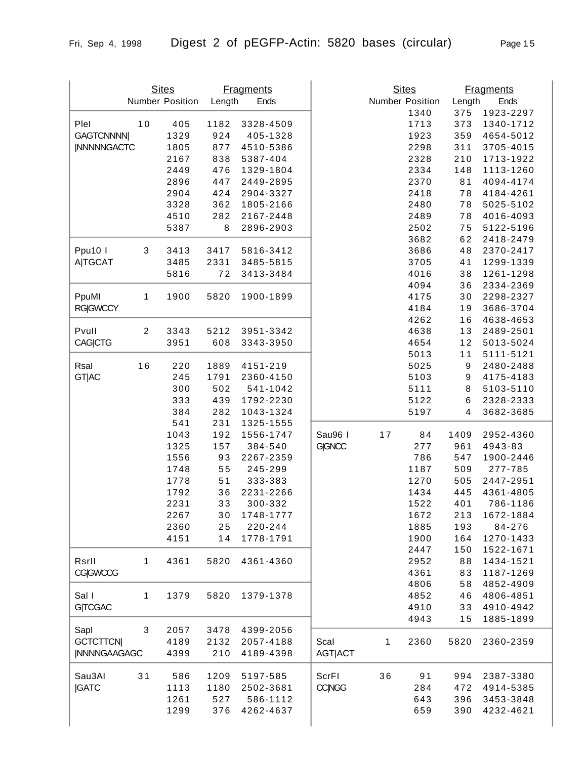# Digest 2 of pEGFP-Actin: 5820 bases (circular)

| Enzyme | Sites Number | Sites Position | Fragments Length | Fragments Ends |
|---|---|---|---|---|
| PleI | 10 | 405 | 1182 | 3328-4509 |
| GAGTCNNNN\| | | 1329 | 924 | 405-1328 |
| \|NNNNNGACTC | | 1805 | 877 | 4510-5386 |
| | | 2167 | 838 | 5387-404 |
| | | 2449 | 476 | 1329-1804 |
| | | 2896 | 447 | 2449-2895 |
| | | 2904 | 424 | 2904-3327 |
| | | 3328 | 362 | 1805-2166 |
| | | 4510 | 282 | 2167-2448 |
| | | 5387 | 8 | 2896-2903 |
| Ppu10 I | 3 | 3413 | 3417 | 5816-3412 |
| A\|TGCAT | | 3485 | 2331 | 3485-5815 |
| | | 5816 | 72 | 3413-3484 |
| PpuMI | 1 | 1900 | 5820 | 1900-1899 |
| RG\|GWCCY | | | | |
| PvuII | 2 | 3343 | 5212 | 3951-3342 |
| CAG\|CTG | | 3951 | 608 | 3343-3950 |
| RsaI | 16 | 220 | 1889 | 4151-219 |
| GT\|AC | | 245 | 1791 | 2360-4150 |
| | | 300 | 502 | 541-1042 |
| | | 333 | 439 | 1792-2230 |
| | | 384 | 282 | 1043-1324 |
| | | 541 | 231 | 1325-1555 |
| | | 1043 | 192 | 1556-1747 |
| | | 1325 | 157 | 384-540 |
| | | 1556 | 93 | 2267-2359 |
| | | 1748 | 55 | 245-299 |
| | | 1778 | 51 | 333-383 |
| | | 1792 | 36 | 2231-2266 |
| | | 2231 | 33 | 300-332 |
| | | 2267 | 30 | 1748-1777 |
| | | 2360 | 25 | 220-244 |
| | | 4151 | 14 | 1778-1791 |
| RsrII | 1 | 4361 | 5820 | 4361-4360 |
| CG\|GWCCG | | | | |
| Sal I | 1 | 1379 | 5820 | 1379-1378 |
| G\|TCGAC | | | | |
| SapI | 3 | 2057 | 3478 | 4399-2056 |
| GCTCTTCN\| | | 4189 | 2132 | 2057-4188 |
| \|NNNNGAAGAGC | | 4399 | 210 | 4189-4398 |
| Sau3AI | 31 | 586 | 1209 | 5197-585 |
| \|GATC | | 1113 | 1180 | 2502-3681 |
| | | 1261 | 527 | 586-1112 |
| | | 1299 | 376 | 4262-4637 |
| | | 1340 | 375 | 1923-2297 |
| | | 1713 | 373 | 1340-1712 |
| | | 1923 | 359 | 4654-5012 |
| | | 2298 | 311 | 3705-4015 |
| | | 2328 | 210 | 1713-1922 |
| | | 2334 | 148 | 1113-1260 |
| | | 2370 | 81 | 4094-4174 |
| | | 2418 | 78 | 4184-4261 |
| | | 2480 | 78 | 5025-5102 |
| | | 2489 | 78 | 4016-4093 |
| | | 2502 | 75 | 5122-5196 |
| | | 3682 | 62 | 2418-2479 |
| | | 3686 | 48 | 2370-2417 |
| | | 3705 | 41 | 1299-1339 |
| | | 4016 | 38 | 1261-1298 |
| | | 4094 | 36 | 2334-2369 |
| | | 4175 | 30 | 2298-2327 |
| | | 4184 | 19 | 3686-3704 |
| | | 4262 | 16 | 4638-4653 |
| | | 4638 | 13 | 2489-2501 |
| | | 4654 | 12 | 5013-5024 |
| | | 5013 | 11 | 5111-5121 |
| | | 5025 | 9 | 2480-2488 |
| | | 5103 | 9 | 4175-4183 |
| | | 5111 | 8 | 5103-5110 |
| | | 5122 | 6 | 2328-2333 |
| | | 5197 | 4 | 3682-3685 |
| Sau96 I | 17 | 84 | 1409 | 2952-4360 |
| G\|GNCC | | 277 | 961 | 4943-83 |
| | | 786 | 547 | 1900-2446 |
| | | 1187 | 509 | 277-785 |
| | | 1270 | 505 | 2447-2951 |
| | | 1434 | 445 | 4361-4805 |
| | | 1522 | 401 | 786-1186 |
| | | 1672 | 213 | 1672-1884 |
| | | 1885 | 193 | 84-276 |
| | | 1900 | 164 | 1270-1433 |
| | | 2447 | 150 | 1522-1671 |
| | | 2952 | 88 | 1434-1521 |
| | | 4361 | 83 | 1187-1269 |
| | | 4806 | 58 | 4852-4909 |
| | | 4852 | 46 | 4806-4851 |
| | | 4910 | 33 | 4910-4942 |
| | | 4943 | 15 | 1885-1899 |
| ScaI | 1 | 2360 | 5820 | 2360-2359 |
| AGT\|ACT | | | | |
| ScrFI | 36 | 91 | 994 | 2387-3380 |
| CC\|NGG | | 284 | 472 | 4914-5385 |
| | | 643 | 396 | 3453-3848 |
| | | 659 | 390 | 4232-4621 |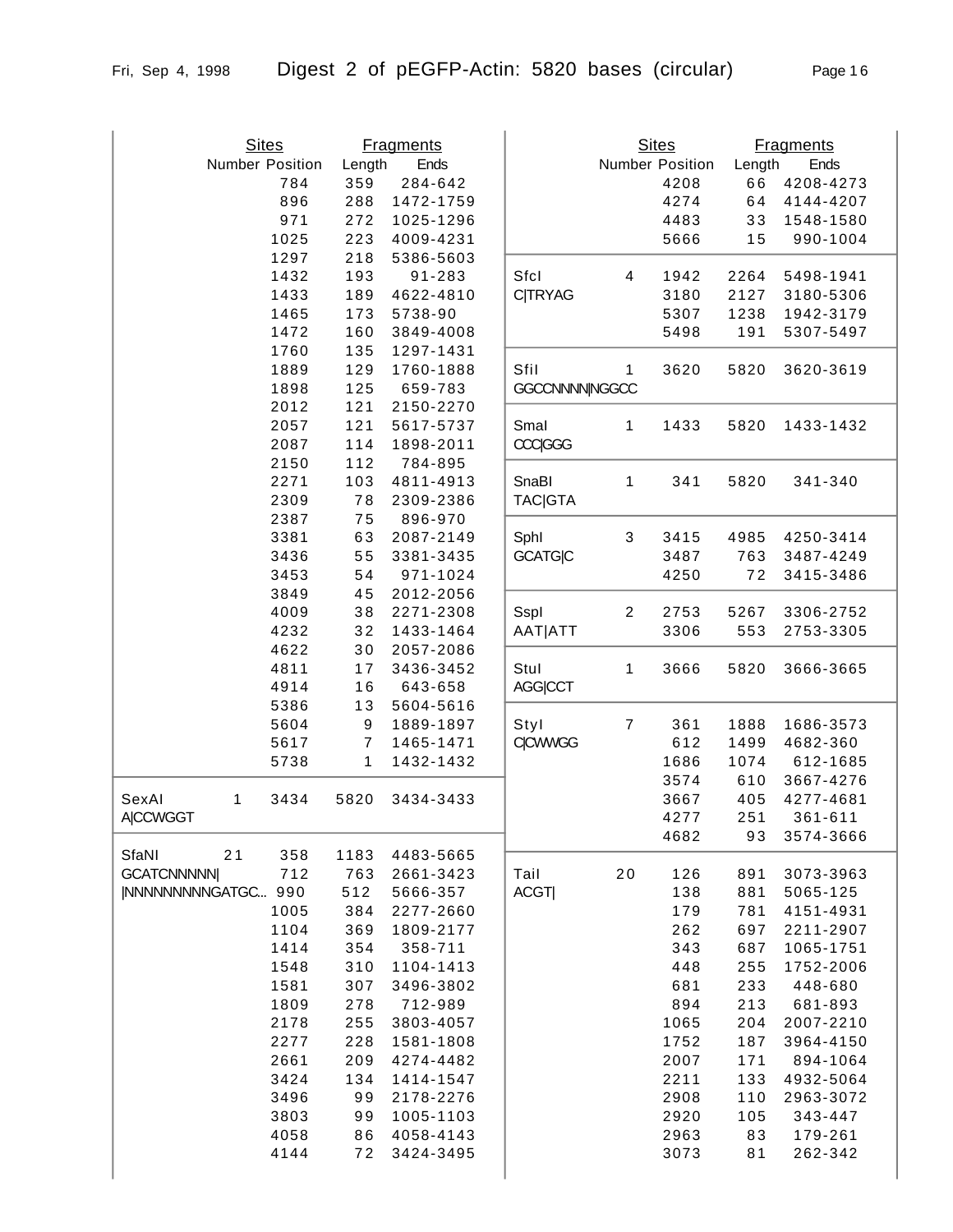# Digest 2 of pEGFP-Actin: 5820 bases (circular)

| Enzyme | Sites Number | Sites Position | Fragments Length | Fragments Ends |
|---|---|---|---|---|
| | | 784 | 359 | 284-642 |
| | | 896 | 288 | 1472-1759 |
| | | 971 | 272 | 1025-1296 |
| | | 1025 | 223 | 4009-4231 |
| | | 1297 | 218 | 5386-5603 |
| | | 1432 | 193 | 91-283 |
| | | 1433 | 189 | 4622-4810 |
| | | 1465 | 173 | 5738-90 |
| | | 1472 | 160 | 3849-4008 |
| | | 1760 | 135 | 1297-1431 |
| | | 1889 | 129 | 1760-1888 |
| | | 1898 | 125 | 659-783 |
| | | 2012 | 121 | 2150-2270 |
| | | 2057 | 121 | 5617-5737 |
| | | 2087 | 114 | 1898-2011 |
| | | 2150 | 112 | 784-895 |
| | | 2271 | 103 | 4811-4913 |
| | | 2309 | 78 | 2309-2386 |
| | | 2387 | 75 | 896-970 |
| | | 3381 | 63 | 2087-2149 |
| | | 3436 | 55 | 3381-3435 |
| | | 3453 | 54 | 971-1024 |
| | | 3849 | 45 | 2012-2056 |
| | | 4009 | 38 | 2271-2308 |
| | | 4232 | 32 | 1433-1464 |
| | | 4622 | 30 | 2057-2086 |
| | | 4811 | 17 | 3436-3452 |
| | | 4914 | 16 | 643-658 |
| | | 5386 | 13 | 5604-5616 |
| | | 5604 | 9 | 1889-1897 |
| | | 5617 | 7 | 1465-1471 |
| | | 5738 | 1 | 1432-1432 |
| SexAI A\|CCWGGT | 1 | 3434 | 5820 | 3434-3433 |
| SfaNI GCATCNNNNN\| \|NNNNNNNNNGATGC... | 21 | 358 | 1183 | 4483-5665 |
| | | 712 | 763 | 2661-3423 |
| | | 990 | 512 | 5666-357 |
| | | 1005 | 384 | 2277-2660 |
| | | 1104 | 369 | 1809-2177 |
| | | 1414 | 354 | 358-711 |
| | | 1548 | 310 | 1104-1413 |
| | | 1581 | 307 | 3496-3802 |
| | | 1809 | 278 | 712-989 |
| | | 2178 | 255 | 3803-4057 |
| | | 2277 | 228 | 1581-1808 |
| | | 2661 | 209 | 4274-4482 |
| | | 3424 | 134 | 1414-1547 |
| | | 3496 | 99 | 2178-2276 |
| | | 3803 | 99 | 1005-1103 |
| | | 4058 | 86 | 4058-4143 |
| | | 4144 | 72 | 3424-3495 |
| | | 4208 | 66 | 4208-4273 |
| | | 4274 | 64 | 4144-4207 |
| | | 4483 | 33 | 1548-1580 |
| | | 5666 | 15 | 990-1004 |
| SfcI C\|TRYAG | 4 | 1942 | 2264 | 5498-1941 |
| | | 3180 | 2127 | 3180-5306 |
| | | 5307 | 1238 | 1942-3179 |
| | | 5498 | 191 | 5307-5497 |
| SfiI GGCCNNNN\|NGGCC | 1 | 3620 | 5820 | 3620-3619 |
| SmaI CCC\|GGG | 1 | 1433 | 5820 | 1433-1432 |
| SnaBI TAC\|GTA | 1 | 341 | 5820 | 341-340 |
| SphI GCATG\|C | 3 | 3415 | 4985 | 4250-3414 |
| | | 3487 | 763 | 3487-4249 |
| | | 4250 | 72 | 3415-3486 |
| SspI AAT\|ATT | 2 | 2753 | 5267 | 3306-2752 |
| | | 3306 | 553 | 2753-3305 |
| StuI AGG\|CCT | 1 | 3666 | 5820 | 3666-3665 |
| StyI C\|CWWGG | 7 | 361 | 1888 | 1686-3573 |
| | | 612 | 1499 | 4682-360 |
| | | 1686 | 1074 | 612-1685 |
| | | 3574 | 610 | 3667-4276 |
| | | 3667 | 405 | 4277-4681 |
| | | 4277 | 251 | 361-611 |
| | | 4682 | 93 | 3574-3666 |
| TaiI ACGT\| | 20 | 126 | 891 | 3073-3963 |
| | | 138 | 881 | 5065-125 |
| | | 179 | 781 | 4151-4931 |
| | | 262 | 697 | 2211-2907 |
| | | 343 | 687 | 1065-1751 |
| | | 448 | 255 | 1752-2006 |
| | | 681 | 233 | 448-680 |
| | | 894 | 213 | 681-893 |
| | | 1065 | 204 | 2007-2210 |
| | | 1752 | 187 | 3964-4150 |
| | | 2007 | 171 | 894-1064 |
| | | 2211 | 133 | 4932-5064 |
| | | 2908 | 110 | 2963-3072 |
| | | 2920 | 105 | 343-447 |
| | | 2963 | 83 | 179-261 |
| | | 3073 | 81 | 262-342 |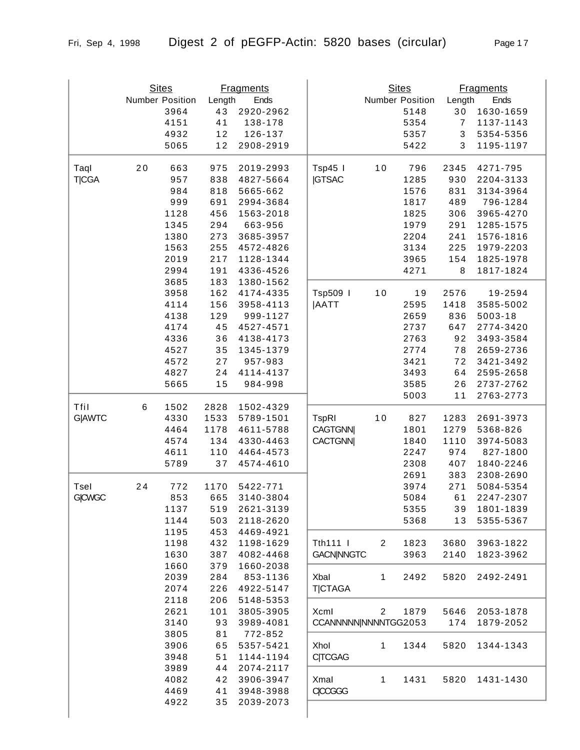| | Sites | | Fragments | |
|---|---|---|---|---|
| | Number | Position | Length | Ends |
| | | 3964 | 43 | 2920-2962 |
| | | 4151 | 41 | 138-178 |
| | | 4932 | 12 | 126-137 |
| | | 5065 | 12 | 2908-2919 |
| TaqI T\|CGA | 20 | 663 | 975 | 2019-2993 |
| | | 957 | 838 | 4827-5664 |
| | | 984 | 818 | 5665-662 |
| | | 999 | 691 | 2994-3684 |
| | | 1128 | 456 | 1563-2018 |
| | | 1345 | 294 | 663-956 |
| | | 1380 | 273 | 3685-3957 |
| | | 1563 | 255 | 4572-4826 |
| | | 2019 | 217 | 1128-1344 |
| | | 2994 | 191 | 4336-4526 |
| | | 3685 | 183 | 1380-1562 |
| | | 3958 | 162 | 4174-4335 |
| | | 4114 | 156 | 3958-4113 |
| | | 4138 | 129 | 999-1127 |
| | | 4174 | 45 | 4527-4571 |
| | | 4336 | 36 | 4138-4173 |
| | | 4527 | 35 | 1345-1379 |
| | | 4572 | 27 | 957-983 |
| | | 4827 | 24 | 4114-4137 |
| | | 5665 | 15 | 984-998 |
| TfiI G\|AWTC | 6 | 1502 | 2828 | 1502-4329 |
| | | 4330 | 1533 | 5789-1501 |
| | | 4464 | 1178 | 4611-5788 |
| | | 4574 | 134 | 4330-4463 |
| | | 4611 | 110 | 4464-4573 |
| | | 5789 | 37 | 4574-4610 |
| TseI G\|CWGC | 24 | 772 | 1170 | 5422-771 |
| | | 853 | 665 | 3140-3804 |
| | | 1137 | 519 | 2621-3139 |
| | | 1144 | 503 | 2118-2620 |
| | | 1195 | 453 | 4469-4921 |
| | | 1198 | 432 | 1198-1629 |
| | | 1630 | 387 | 4082-4468 |
| | | 1660 | 379 | 1660-2038 |
| | | 2039 | 284 | 853-1136 |
| | | 2074 | 226 | 4922-5147 |
| | | 2118 | 206 | 5148-5353 |
| | | 2621 | 101 | 3805-3905 |
| | | 3140 | 93 | 3989-4081 |
| | | 3805 | 81 | 772-852 |
| | | 3906 | 65 | 5357-5421 |
| | | 3948 | 51 | 1144-1194 |
| | | 3989 | 44 | 2074-2117 |
| | | 4082 | 42 | 3906-3947 |
| | | 4469 | 41 | 3948-3988 |
| | | 4922 | 35 | 2039-2073 |
| | | 5148 | 30 | 1630-1659 |
| | | 5354 | 7 | 1137-1143 |
| | | 5357 | 3 | 5354-5356 |
| | | 5422 | 3 | 1195-1197 |
| Tsp45 I \|GTSAC | 10 | 796 | 2345 | 4271-795 |
| | | 1285 | 930 | 2204-3133 |
| | | 1576 | 831 | 3134-3964 |
| | | 1817 | 489 | 796-1284 |
| | | 1825 | 306 | 3965-4270 |
| | | 1979 | 291 | 1285-1575 |
| | | 2204 | 241 | 1576-1816 |
| | | 3134 | 225 | 1979-2203 |
| | | 3965 | 154 | 1825-1978 |
| | | 4271 | 8 | 1817-1824 |
| Tsp509 I \|AATT | 10 | 19 | 2576 | 19-2594 |
| | | 2595 | 1418 | 3585-5002 |
| | | 2659 | 836 | 5003-18 |
| | | 2737 | 647 | 2774-3420 |
| | | 2763 | 92 | 3493-3584 |
| | | 2774 | 78 | 2659-2736 |
| | | 3421 | 72 | 3421-3492 |
| | | 3493 | 64 | 2595-2658 |
| | | 3585 | 26 | 2737-2762 |
| | | 5003 | 11 | 2763-2773 |
| TspRI CAGTGNN\| CACTGNN\| | 10 | 827 | 1283 | 2691-3973 |
| | | 1801 | 1279 | 5368-826 |
| | | 1840 | 1110 | 3974-5083 |
| | | 2247 | 974 | 827-1800 |
| | | 2308 | 407 | 1840-2246 |
| | | 2691 | 383 | 2308-2690 |
| | | 3974 | 271 | 5084-5354 |
| | | 5084 | 61 | 2247-2307 |
| | | 5355 | 39 | 1801-1839 |
| | | 5368 | 13 | 5355-5367 |
| Tth111 I GACN\|NNGTC | 2 | 1823 | 3680 | 3963-1822 |
| | | 3963 | 2140 | 1823-3962 |
| XbaI T\|CTAGA | 1 | 2492 | 5820 | 2492-2491 |
| XcmI CCANNNNN\|NNNNTGG | 2 | 1879 | 5646 | 2053-1878 |
| | | 2053 | 174 | 1879-2052 |
| XhoI C\|TCGAG | 1 | 1344 | 5820 | 1344-1343 |
| XmaI C\|CCGGG | 1 | 1431 | 5820 | 1431-1430 |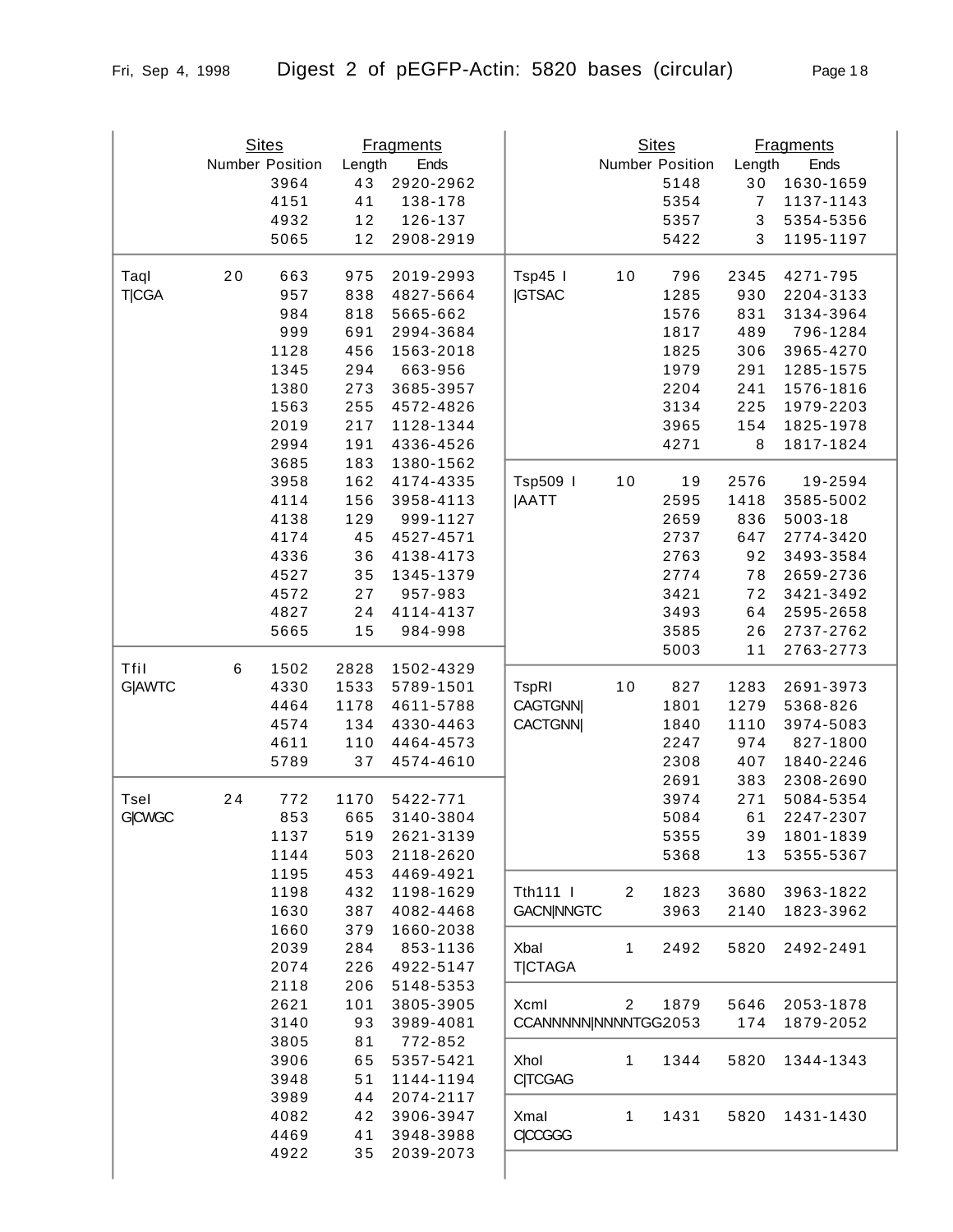# Digest 2 of pEGFP-Actin: 5820 bases (circular)

| Enzyme | Sites Number | Sites Position | Fragments Length | Fragments Ends |
|---|---|---|---|---|
| | | 3964 | 43 | 2920-2962 |
| | | 4151 | 41 | 138-178 |
| | | 4932 | 12 | 126-137 |
| | | 5065 | 12 | 2908-2919 |
| TaqI T\|CGA | 20 | 663 | 975 | 2019-2993 |
| | | 957 | 838 | 4827-5664 |
| | | 984 | 818 | 5665-662 |
| | | 999 | 691 | 2994-3684 |
| | | 1128 | 456 | 1563-2018 |
| | | 1345 | 294 | 663-956 |
| | | 1380 | 273 | 3685-3957 |
| | | 1563 | 255 | 4572-4826 |
| | | 2019 | 217 | 1128-1344 |
| | | 2994 | 191 | 4336-4526 |
| | | 3685 | 183 | 1380-1562 |
| | | 3958 | 162 | 4174-4335 |
| | | 4114 | 156 | 3958-4113 |
| | | 4138 | 129 | 999-1127 |
| | | 4174 | 45 | 4527-4571 |
| | | 4336 | 36 | 4138-4173 |
| | | 4527 | 35 | 1345-1379 |
| | | 4572 | 27 | 957-983 |
| | | 4827 | 24 | 4114-4137 |
| | | 5665 | 15 | 984-998 |
| TfiI G\|AWTC | 6 | 1502 | 2828 | 1502-4329 |
| | | 4330 | 1533 | 5789-1501 |
| | | 4464 | 1178 | 4611-5788 |
| | | 4574 | 134 | 4330-4463 |
| | | 4611 | 110 | 4464-4573 |
| | | 5789 | 37 | 4574-4610 |
| TseI G\|CWGC | 24 | 772 | 1170 | 5422-771 |
| | | 853 | 665 | 3140-3804 |
| | | 1137 | 519 | 2621-3139 |
| | | 1144 | 503 | 2118-2620 |
| | | 1195 | 453 | 4469-4921 |
| | | 1198 | 432 | 1198-1629 |
| | | 1630 | 387 | 4082-4468 |
| | | 1660 | 379 | 1660-2038 |
| | | 2039 | 284 | 853-1136 |
| | | 2074 | 226 | 4922-5147 |
| | | 2118 | 206 | 5148-5353 |
| | | 2621 | 101 | 3805-3905 |
| | | 3140 | 93 | 3989-4081 |
| | | 3805 | 81 | 772-852 |
| | | 3906 | 65 | 5357-5421 |
| | | 3948 | 51 | 1144-1194 |
| | | 3989 | 44 | 2074-2117 |
| | | 4082 | 42 | 3906-3947 |
| | | 4469 | 41 | 3948-3988 |
| | | 4922 | 35 | 2039-2073 |
| | | 5148 | 30 | 1630-1659 |
| | | 5354 | 7 | 1137-1143 |
| | | 5357 | 3 | 5354-5356 |
| | | 5422 | 3 | 1195-1197 |
| Tsp45 I \|GTSAC | 10 | 796 | 2345 | 4271-795 |
| | | 1285 | 930 | 2204-3133 |
| | | 1576 | 831 | 3134-3964 |
| | | 1817 | 489 | 796-1284 |
| | | 1825 | 306 | 3965-4270 |
| | | 1979 | 291 | 1285-1575 |
| | | 2204 | 241 | 1576-1816 |
| | | 3134 | 225 | 1979-2203 |
| | | 3965 | 154 | 1825-1978 |
| | | 4271 | 8 | 1817-1824 |
| Tsp509 I \|AATT | 10 | 19 | 2576 | 19-2594 |
| | | 2595 | 1418 | 3585-5002 |
| | | 2659 | 836 | 5003-18 |
| | | 2737 | 647 | 2774-3420 |
| | | 2763 | 92 | 3493-3584 |
| | | 2774 | 78 | 2659-2736 |
| | | 3421 | 72 | 3421-3492 |
| | | 3493 | 64 | 2595-2658 |
| | | 3585 | 26 | 2737-2762 |
| | | 5003 | 11 | 2763-2773 |
| TspRI CAGTGNN\| CACTGNN\| | 10 | 827 | 1283 | 2691-3973 |
| | | 1801 | 1279 | 5368-826 |
| | | 1840 | 1110 | 3974-5083 |
| | | 2247 | 974 | 827-1800 |
| | | 2308 | 407 | 1840-2246 |
| | | 2691 | 383 | 2308-2690 |
| | | 3974 | 271 | 5084-5354 |
| | | 5084 | 61 | 2247-2307 |
| | | 5355 | 39 | 1801-1839 |
| | | 5368 | 13 | 5355-5367 |
| Tth111 I GACN\|NNGTC | 2 | 1823 | 3680 | 3963-1822 |
| | | 3963 | 2140 | 1823-3962 |
| XbaI T\|CTAGA | 1 | 2492 | 5820 | 2492-2491 |
| XcmI CCANNNNN\|NNNNTGG | 2 | 1879 | 5646 | 2053-1878 |
| | | 2053 | 174 | 1879-2052 |
| XhoI C\|TCGAG | 1 | 1344 | 5820 | 1344-1343 |
| XmaI C\|CCGGG | 1 | 1431 | 5820 | 1431-1430 |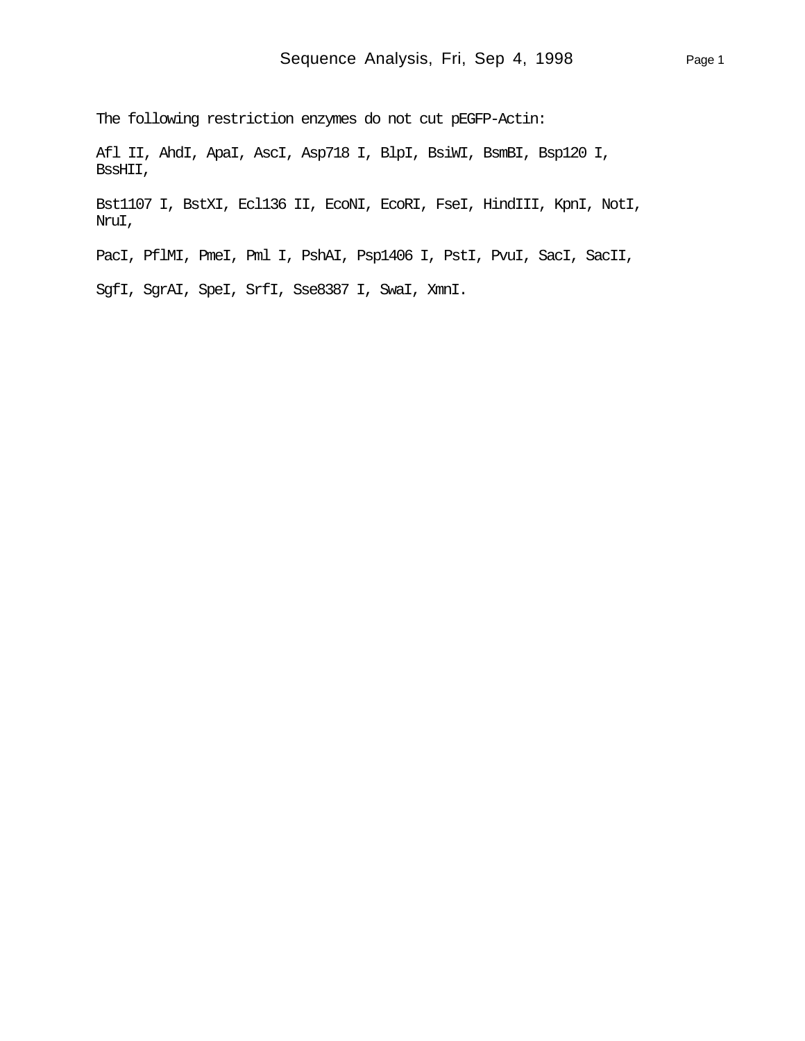The following restriction enzymes do not cut pEGFP-Actin:

Afl II, AhdI, ApaI, AscI, Asp718 I, BlpI, BsiWI, BsmBI, Bsp120 I, BssHII,

Bst1107 I, BstXI, Ecl136 II, EcoNI, EcoRI, FseI, HindIII, KpnI, NotI, NruI,

PacI, PflMI, PmeI, Pml I, PshAI, Psp1406 I, PstI, PvuI, SacI, SacII,

SgfI, SgrAI, SpeI, SrfI, Sse8387 I, SwaI, XmnI.